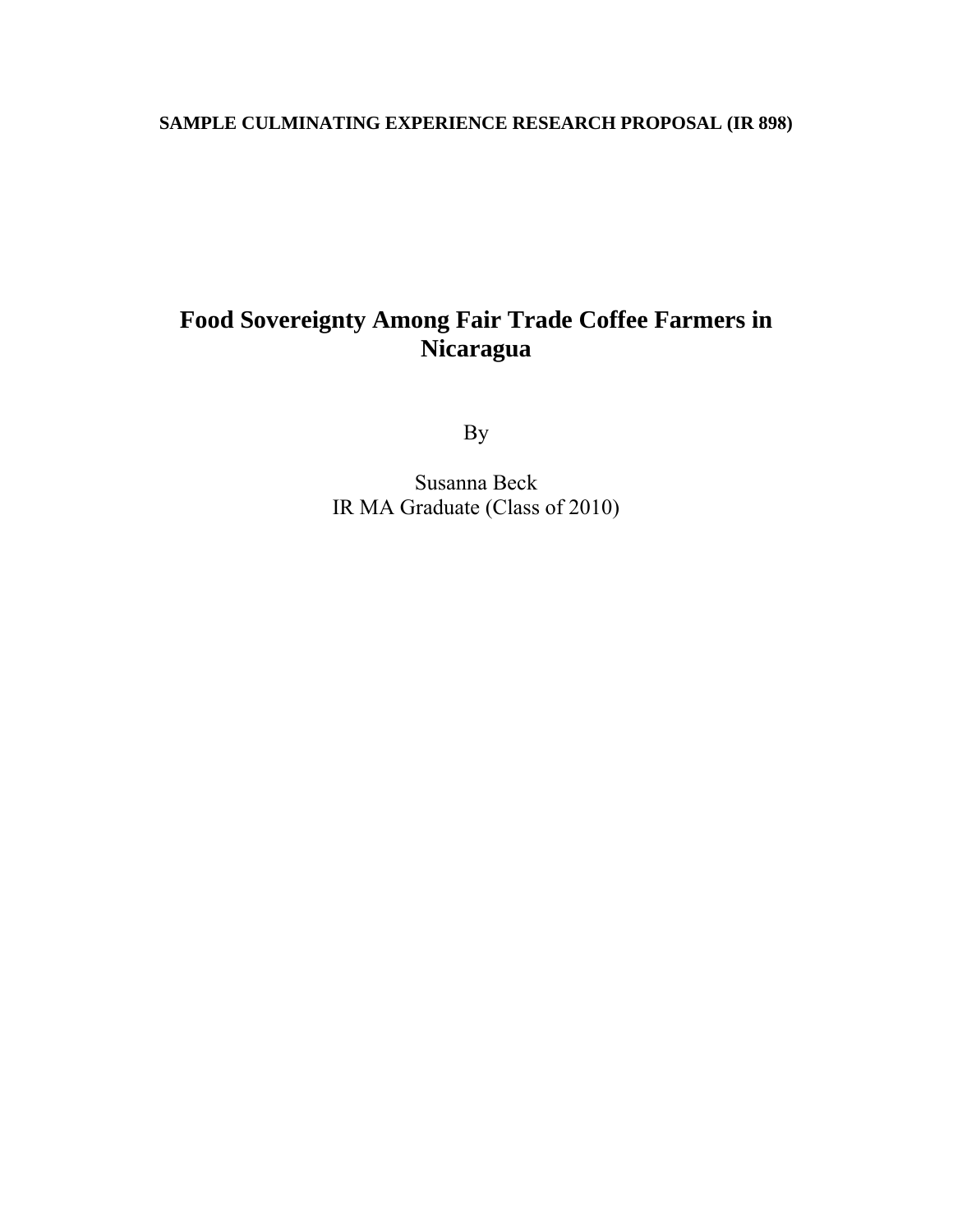**SAMPLE CULMINATING EXPERIENCE RESEARCH PROPOSAL (IR 898)**

# Food Sovereignty Among Fair Trade Coffee Farmers in Nicaragua

By

Susanna Beck
IR MA Graduate (Class of 2010)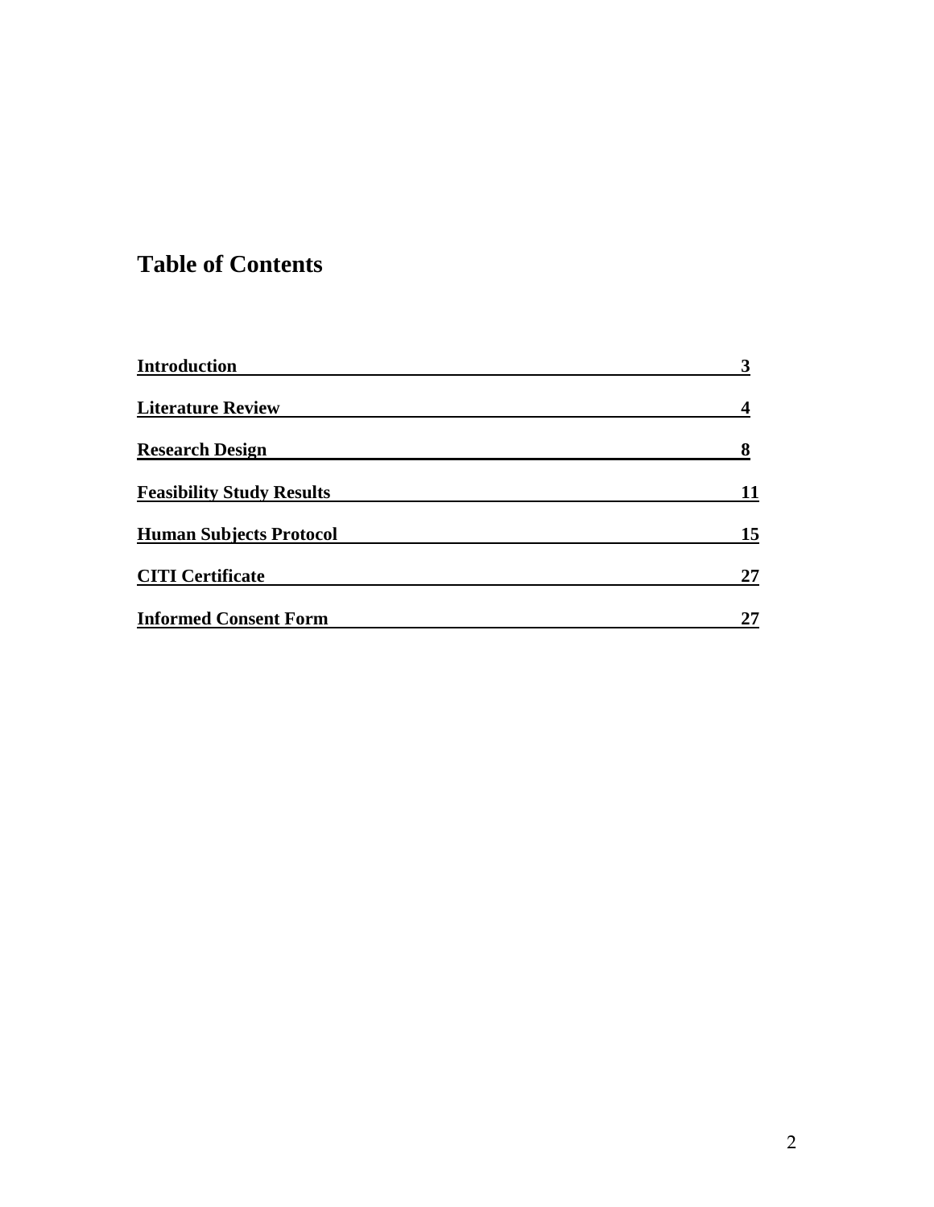# Table of Contents

| | |
|---|---|
| **Introduction** | **3** |
| **Literature Review** | **4** |
| **Research Design** | **8** |
| **Feasibility Study Results** | **11** |
| **Human Subjects Protocol** | **15** |
| **CITI Certificate** | **27** |
| **Informed Consent Form** | **27** |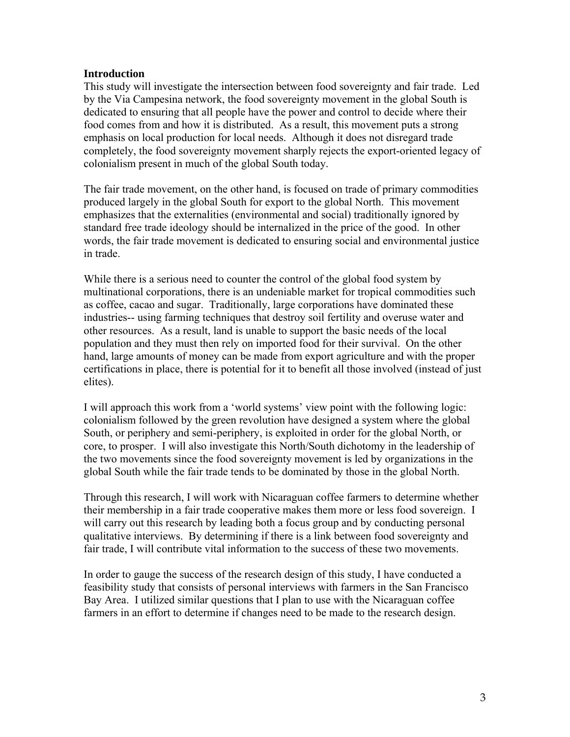**Introduction**

This study will investigate the intersection between food sovereignty and fair trade. Led by the Via Campesina network, the food sovereignty movement in the global South is dedicated to ensuring that all people have the power and control to decide where their food comes from and how it is distributed. As a result, this movement puts a strong emphasis on local production for local needs. Although it does not disregard trade completely, the food sovereignty movement sharply rejects the export-oriented legacy of colonialism present in much of the global South today.

The fair trade movement, on the other hand, is focused on trade of primary commodities produced largely in the global South for export to the global North. This movement emphasizes that the externalities (environmental and social) traditionally ignored by standard free trade ideology should be internalized in the price of the good. In other words, the fair trade movement is dedicated to ensuring social and environmental justice in trade.

While there is a serious need to counter the control of the global food system by multinational corporations, there is an undeniable market for tropical commodities such as coffee, cacao and sugar. Traditionally, large corporations have dominated these industries-- using farming techniques that destroy soil fertility and overuse water and other resources. As a result, land is unable to support the basic needs of the local population and they must then rely on imported food for their survival. On the other hand, large amounts of money can be made from export agriculture and with the proper certifications in place, there is potential for it to benefit all those involved (instead of just elites).

I will approach this work from a 'world systems' view point with the following logic: colonialism followed by the green revolution have designed a system where the global South, or periphery and semi-periphery, is exploited in order for the global North, or core, to prosper. I will also investigate this North/South dichotomy in the leadership of the two movements since the food sovereignty movement is led by organizations in the global South while the fair trade tends to be dominated by those in the global North.

Through this research, I will work with Nicaraguan coffee farmers to determine whether their membership in a fair trade cooperative makes them more or less food sovereign. I will carry out this research by leading both a focus group and by conducting personal qualitative interviews. By determining if there is a link between food sovereignty and fair trade, I will contribute vital information to the success of these two movements.

In order to gauge the success of the research design of this study, I have conducted a feasibility study that consists of personal interviews with farmers in the San Francisco Bay Area. I utilized similar questions that I plan to use with the Nicaraguan coffee farmers in an effort to determine if changes need to be made to the research design.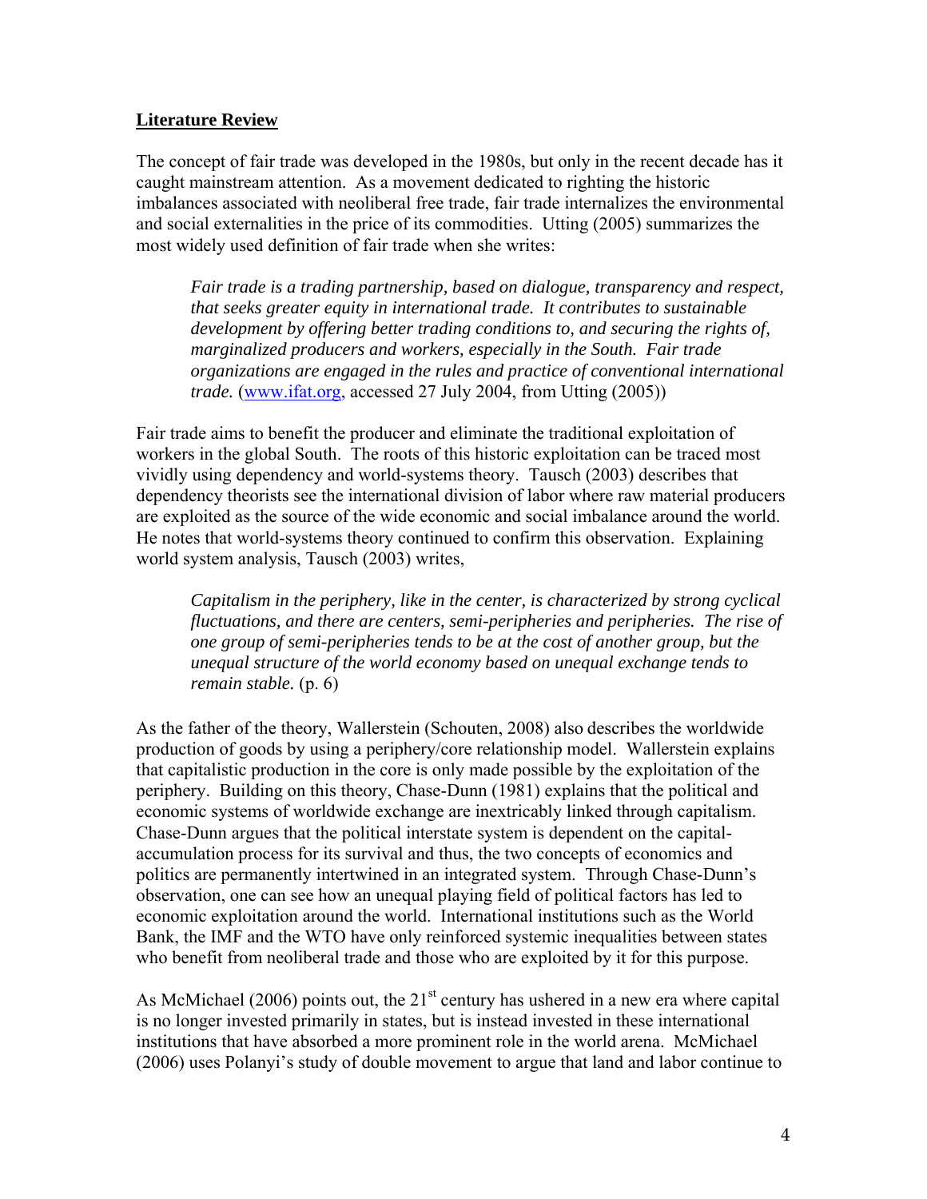## Literature Review

The concept of fair trade was developed in the 1980s, but only in the recent decade has it caught mainstream attention. As a movement dedicated to righting the historic imbalances associated with neoliberal free trade, fair trade internalizes the environmental and social externalities in the price of its commodities. Utting (2005) summarizes the most widely used definition of fair trade when she writes:

> *Fair trade is a trading partnership, based on dialogue, transparency and respect, that seeks greater equity in international trade. It contributes to sustainable development by offering better trading conditions to, and securing the rights of, marginalized producers and workers, especially in the South. Fair trade organizations are engaged in the rules and practice of conventional international trade.* (www.ifat.org, accessed 27 July 2004, from Utting (2005))

Fair trade aims to benefit the producer and eliminate the traditional exploitation of workers in the global South. The roots of this historic exploitation can be traced most vividly using dependency and world-systems theory. Tausch (2003) describes that dependency theorists see the international division of labor where raw material producers are exploited as the source of the wide economic and social imbalance around the world. He notes that world-systems theory continued to confirm this observation. Explaining world system analysis, Tausch (2003) writes,

> *Capitalism in the periphery, like in the center, is characterized by strong cyclical fluctuations, and there are centers, semi-peripheries and peripheries. The rise of one group of semi-peripheries tends to be at the cost of another group, but the unequal structure of the world economy based on unequal exchange tends to remain stable.* (p. 6)

As the father of the theory, Wallerstein (Schouten, 2008) also describes the worldwide production of goods by using a periphery/core relationship model. Wallerstein explains that capitalistic production in the core is only made possible by the exploitation of the periphery. Building on this theory, Chase-Dunn (1981) explains that the political and economic systems of worldwide exchange are inextricably linked through capitalism. Chase-Dunn argues that the political interstate system is dependent on the capital-accumulation process for its survival and thus, the two concepts of economics and politics are permanently intertwined in an integrated system. Through Chase-Dunn's observation, one can see how an unequal playing field of political factors has led to economic exploitation around the world. International institutions such as the World Bank, the IMF and the WTO have only reinforced systemic inequalities between states who benefit from neoliberal trade and those who are exploited by it for this purpose.

As McMichael (2006) points out, the 21st century has ushered in a new era where capital is no longer invested primarily in states, but is instead invested in these international institutions that have absorbed a more prominent role in the world arena. McMichael (2006) uses Polanyi's study of double movement to argue that land and labor continue to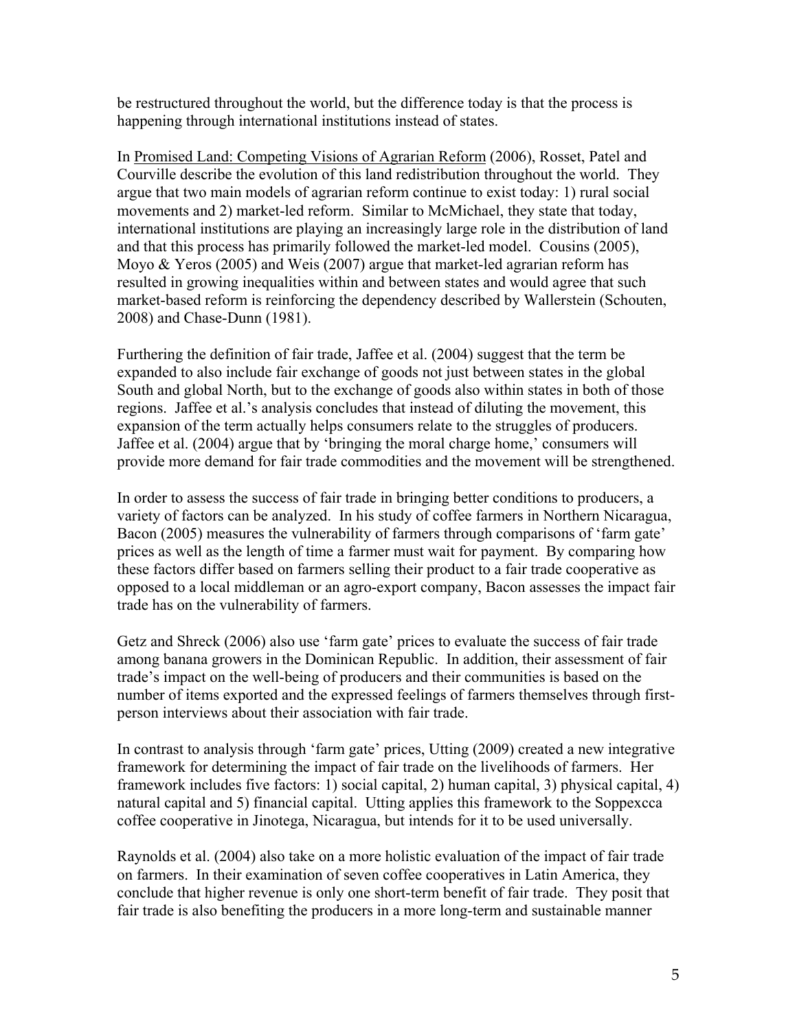be restructured throughout the world, but the difference today is that the process is happening through international institutions instead of states.

In Promised Land: Competing Visions of Agrarian Reform (2006), Rosset, Patel and Courville describe the evolution of this land redistribution throughout the world. They argue that two main models of agrarian reform continue to exist today: 1) rural social movements and 2) market-led reform. Similar to McMichael, they state that today, international institutions are playing an increasingly large role in the distribution of land and that this process has primarily followed the market-led model. Cousins (2005), Moyo & Yeros (2005) and Weis (2007) argue that market-led agrarian reform has resulted in growing inequalities within and between states and would agree that such market-based reform is reinforcing the dependency described by Wallerstein (Schouten, 2008) and Chase-Dunn (1981).

Furthering the definition of fair trade, Jaffee et al. (2004) suggest that the term be expanded to also include fair exchange of goods not just between states in the global South and global North, but to the exchange of goods also within states in both of those regions. Jaffee et al.'s analysis concludes that instead of diluting the movement, this expansion of the term actually helps consumers relate to the struggles of producers. Jaffee et al. (2004) argue that by 'bringing the moral charge home,' consumers will provide more demand for fair trade commodities and the movement will be strengthened.

In order to assess the success of fair trade in bringing better conditions to producers, a variety of factors can be analyzed. In his study of coffee farmers in Northern Nicaragua, Bacon (2005) measures the vulnerability of farmers through comparisons of 'farm gate' prices as well as the length of time a farmer must wait for payment. By comparing how these factors differ based on farmers selling their product to a fair trade cooperative as opposed to a local middleman or an agro-export company, Bacon assesses the impact fair trade has on the vulnerability of farmers.

Getz and Shreck (2006) also use 'farm gate' prices to evaluate the success of fair trade among banana growers in the Dominican Republic. In addition, their assessment of fair trade's impact on the well-being of producers and their communities is based on the number of items exported and the expressed feelings of farmers themselves through first-person interviews about their association with fair trade.

In contrast to analysis through 'farm gate' prices, Utting (2009) created a new integrative framework for determining the impact of fair trade on the livelihoods of farmers. Her framework includes five factors: 1) social capital, 2) human capital, 3) physical capital, 4) natural capital and 5) financial capital. Utting applies this framework to the Soppexcca coffee cooperative in Jinotega, Nicaragua, but intends for it to be used universally.

Raynolds et al. (2004) also take on a more holistic evaluation of the impact of fair trade on farmers. In their examination of seven coffee cooperatives in Latin America, they conclude that higher revenue is only one short-term benefit of fair trade. They posit that fair trade is also benefiting the producers in a more long-term and sustainable manner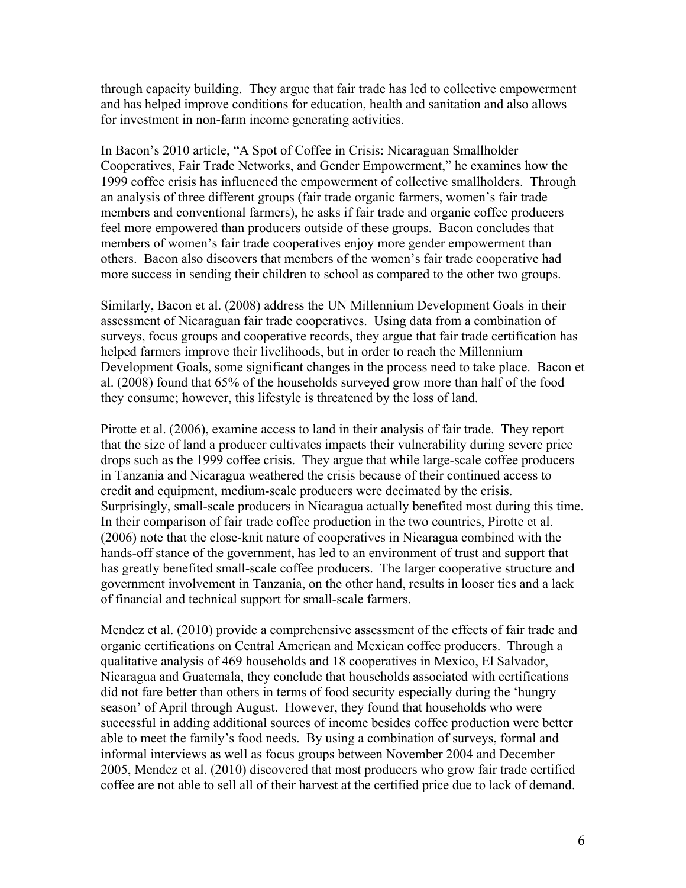through capacity building. They argue that fair trade has led to collective empowerment and has helped improve conditions for education, health and sanitation and also allows for investment in non-farm income generating activities.

In Bacon's 2010 article, "A Spot of Coffee in Crisis: Nicaraguan Smallholder Cooperatives, Fair Trade Networks, and Gender Empowerment," he examines how the 1999 coffee crisis has influenced the empowerment of collective smallholders. Through an analysis of three different groups (fair trade organic farmers, women's fair trade members and conventional farmers), he asks if fair trade and organic coffee producers feel more empowered than producers outside of these groups. Bacon concludes that members of women's fair trade cooperatives enjoy more gender empowerment than others. Bacon also discovers that members of the women's fair trade cooperative had more success in sending their children to school as compared to the other two groups.

Similarly, Bacon et al. (2008) address the UN Millennium Development Goals in their assessment of Nicaraguan fair trade cooperatives. Using data from a combination of surveys, focus groups and cooperative records, they argue that fair trade certification has helped farmers improve their livelihoods, but in order to reach the Millennium Development Goals, some significant changes in the process need to take place. Bacon et al. (2008) found that 65% of the households surveyed grow more than half of the food they consume; however, this lifestyle is threatened by the loss of land.

Pirotte et al. (2006), examine access to land in their analysis of fair trade. They report that the size of land a producer cultivates impacts their vulnerability during severe price drops such as the 1999 coffee crisis. They argue that while large-scale coffee producers in Tanzania and Nicaragua weathered the crisis because of their continued access to credit and equipment, medium-scale producers were decimated by the crisis. Surprisingly, small-scale producers in Nicaragua actually benefited most during this time. In their comparison of fair trade coffee production in the two countries, Pirotte et al. (2006) note that the close-knit nature of cooperatives in Nicaragua combined with the hands-off stance of the government, has led to an environment of trust and support that has greatly benefited small-scale coffee producers. The larger cooperative structure and government involvement in Tanzania, on the other hand, results in looser ties and a lack of financial and technical support for small-scale farmers.

Mendez et al. (2010) provide a comprehensive assessment of the effects of fair trade and organic certifications on Central American and Mexican coffee producers. Through a qualitative analysis of 469 households and 18 cooperatives in Mexico, El Salvador, Nicaragua and Guatemala, they conclude that households associated with certifications did not fare better than others in terms of food security especially during the 'hungry season' of April through August. However, they found that households who were successful in adding additional sources of income besides coffee production were better able to meet the family's food needs. By using a combination of surveys, formal and informal interviews as well as focus groups between November 2004 and December 2005, Mendez et al. (2010) discovered that most producers who grow fair trade certified coffee are not able to sell all of their harvest at the certified price due to lack of demand.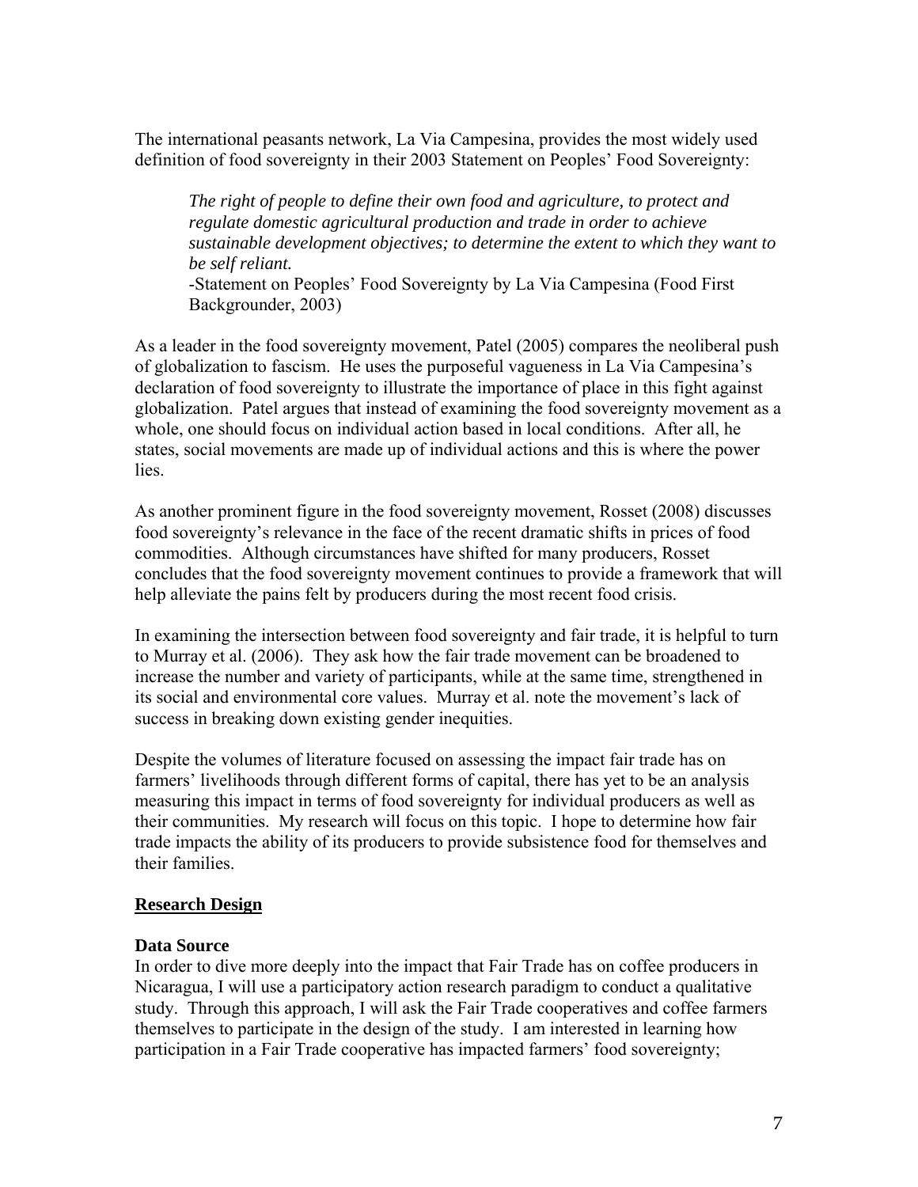The international peasants network, La Via Campesina, provides the most widely used definition of food sovereignty in their 2003 Statement on Peoples' Food Sovereignty:

> *The right of people to define their own food and agriculture, to protect and regulate domestic agricultural production and trade in order to achieve sustainable development objectives; to determine the extent to which they want to be self reliant.*
> -Statement on Peoples' Food Sovereignty by La Via Campesina (Food First Backgrounder, 2003)

As a leader in the food sovereignty movement, Patel (2005) compares the neoliberal push of globalization to fascism. He uses the purposeful vagueness in La Via Campesina's declaration of food sovereignty to illustrate the importance of place in this fight against globalization. Patel argues that instead of examining the food sovereignty movement as a whole, one should focus on individual action based in local conditions. After all, he states, social movements are made up of individual actions and this is where the power lies.

As another prominent figure in the food sovereignty movement, Rosset (2008) discusses food sovereignty's relevance in the face of the recent dramatic shifts in prices of food commodities. Although circumstances have shifted for many producers, Rosset concludes that the food sovereignty movement continues to provide a framework that will help alleviate the pains felt by producers during the most recent food crisis.

In examining the intersection between food sovereignty and fair trade, it is helpful to turn to Murray et al. (2006). They ask how the fair trade movement can be broadened to increase the number and variety of participants, while at the same time, strengthened in its social and environmental core values. Murray et al. note the movement's lack of success in breaking down existing gender inequities.

Despite the volumes of literature focused on assessing the impact fair trade has on farmers' livelihoods through different forms of capital, there has yet to be an analysis measuring this impact in terms of food sovereignty for individual producers as well as their communities. My research will focus on this topic. I hope to determine how fair trade impacts the ability of its producers to provide subsistence food for themselves and their families.

## Research Design

### Data Source

In order to dive more deeply into the impact that Fair Trade has on coffee producers in Nicaragua, I will use a participatory action research paradigm to conduct a qualitative study. Through this approach, I will ask the Fair Trade cooperatives and coffee farmers themselves to participate in the design of the study. I am interested in learning how participation in a Fair Trade cooperative has impacted farmers' food sovereignty;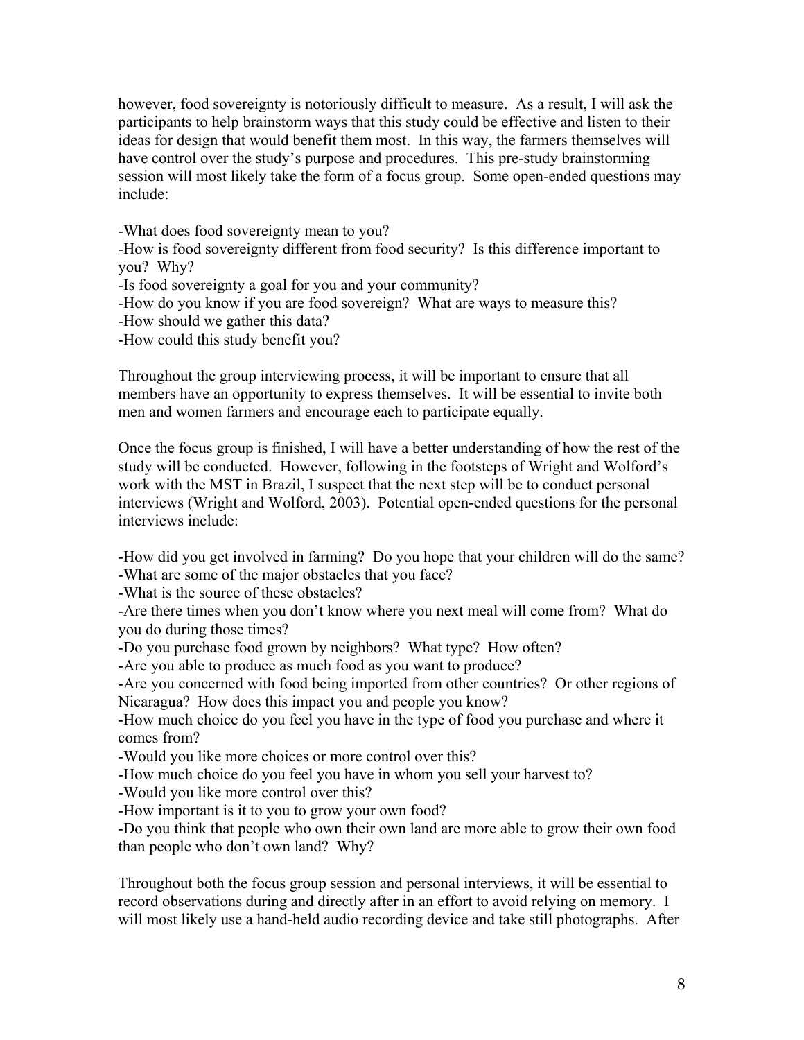however, food sovereignty is notoriously difficult to measure. As a result, I will ask the participants to help brainstorm ways that this study could be effective and listen to their ideas for design that would benefit them most. In this way, the farmers themselves will have control over the study's purpose and procedures. This pre-study brainstorming session will most likely take the form of a focus group. Some open-ended questions may include:

-What does food sovereignty mean to you?
-How is food sovereignty different from food security? Is this difference important to you? Why?
-Is food sovereignty a goal for you and your community?
-How do you know if you are food sovereign? What are ways to measure this?
-How should we gather this data?
-How could this study benefit you?

Throughout the group interviewing process, it will be important to ensure that all members have an opportunity to express themselves. It will be essential to invite both men and women farmers and encourage each to participate equally.

Once the focus group is finished, I will have a better understanding of how the rest of the study will be conducted. However, following in the footsteps of Wright and Wolford's work with the MST in Brazil, I suspect that the next step will be to conduct personal interviews (Wright and Wolford, 2003). Potential open-ended questions for the personal interviews include:

-How did you get involved in farming? Do you hope that your children will do the same?
-What are some of the major obstacles that you face?
-What is the source of these obstacles?
-Are there times when you don't know where you next meal will come from? What do you do during those times?
-Do you purchase food grown by neighbors? What type? How often?
-Are you able to produce as much food as you want to produce?
-Are you concerned with food being imported from other countries? Or other regions of Nicaragua? How does this impact you and people you know?
-How much choice do you feel you have in the type of food you purchase and where it comes from?
-Would you like more choices or more control over this?
-How much choice do you feel you have in whom you sell your harvest to?
-Would you like more control over this?
-How important is it to you to grow your own food?
-Do you think that people who own their own land are more able to grow their own food than people who don't own land? Why?

Throughout both the focus group session and personal interviews, it will be essential to record observations during and directly after in an effort to avoid relying on memory. I will most likely use a hand-held audio recording device and take still photographs. After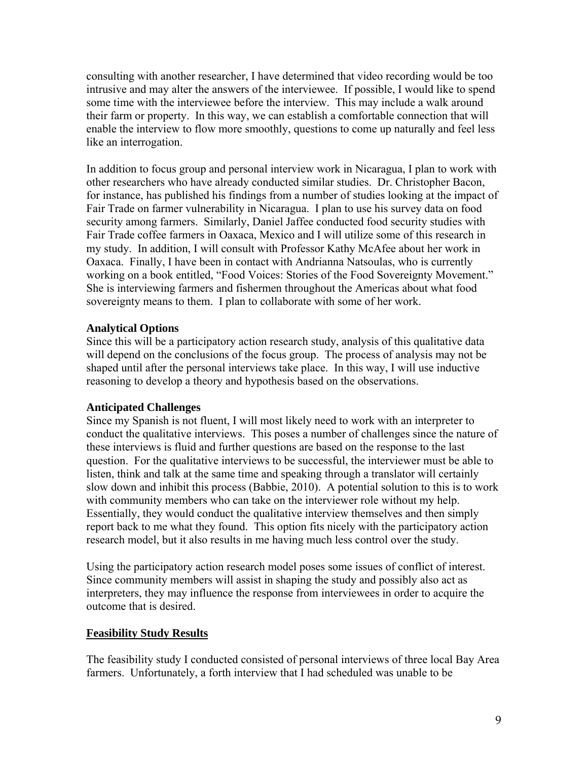consulting with another researcher, I have determined that video recording would be too intrusive and may alter the answers of the interviewee. If possible, I would like to spend some time with the interviewee before the interview. This may include a walk around their farm or property. In this way, we can establish a comfortable connection that will enable the interview to flow more smoothly, questions to come up naturally and feel less like an interrogation.

In addition to focus group and personal interview work in Nicaragua, I plan to work with other researchers who have already conducted similar studies. Dr. Christopher Bacon, for instance, has published his findings from a number of studies looking at the impact of Fair Trade on farmer vulnerability in Nicaragua. I plan to use his survey data on food security among farmers. Similarly, Daniel Jaffee conducted food security studies with Fair Trade coffee farmers in Oaxaca, Mexico and I will utilize some of this research in my study. In addition, I will consult with Professor Kathy McAfee about her work in Oaxaca. Finally, I have been in contact with Andrianna Natsoulas, who is currently working on a book entitled, "Food Voices: Stories of the Food Sovereignty Movement." She is interviewing farmers and fishermen throughout the Americas about what food sovereignty means to them. I plan to collaborate with some of her work.

**Analytical Options**

Since this will be a participatory action research study, analysis of this qualitative data will depend on the conclusions of the focus group. The process of analysis may not be shaped until after the personal interviews take place. In this way, I will use inductive reasoning to develop a theory and hypothesis based on the observations.

**Anticipated Challenges**

Since my Spanish is not fluent, I will most likely need to work with an interpreter to conduct the qualitative interviews. This poses a number of challenges since the nature of these interviews is fluid and further questions are based on the response to the last question. For the qualitative interviews to be successful, the interviewer must be able to listen, think and talk at the same time and speaking through a translator will certainly slow down and inhibit this process (Babbie, 2010). A potential solution to this is to work with community members who can take on the interviewer role without my help. Essentially, they would conduct the qualitative interview themselves and then simply report back to me what they found. This option fits nicely with the participatory action research model, but it also results in me having much less control over the study.

Using the participatory action research model poses some issues of conflict of interest. Since community members will assist in shaping the study and possibly also act as interpreters, they may influence the response from interviewees in order to acquire the outcome that is desired.

## Feasibility Study Results

The feasibility study I conducted consisted of personal interviews of three local Bay Area farmers. Unfortunately, a forth interview that I had scheduled was unable to be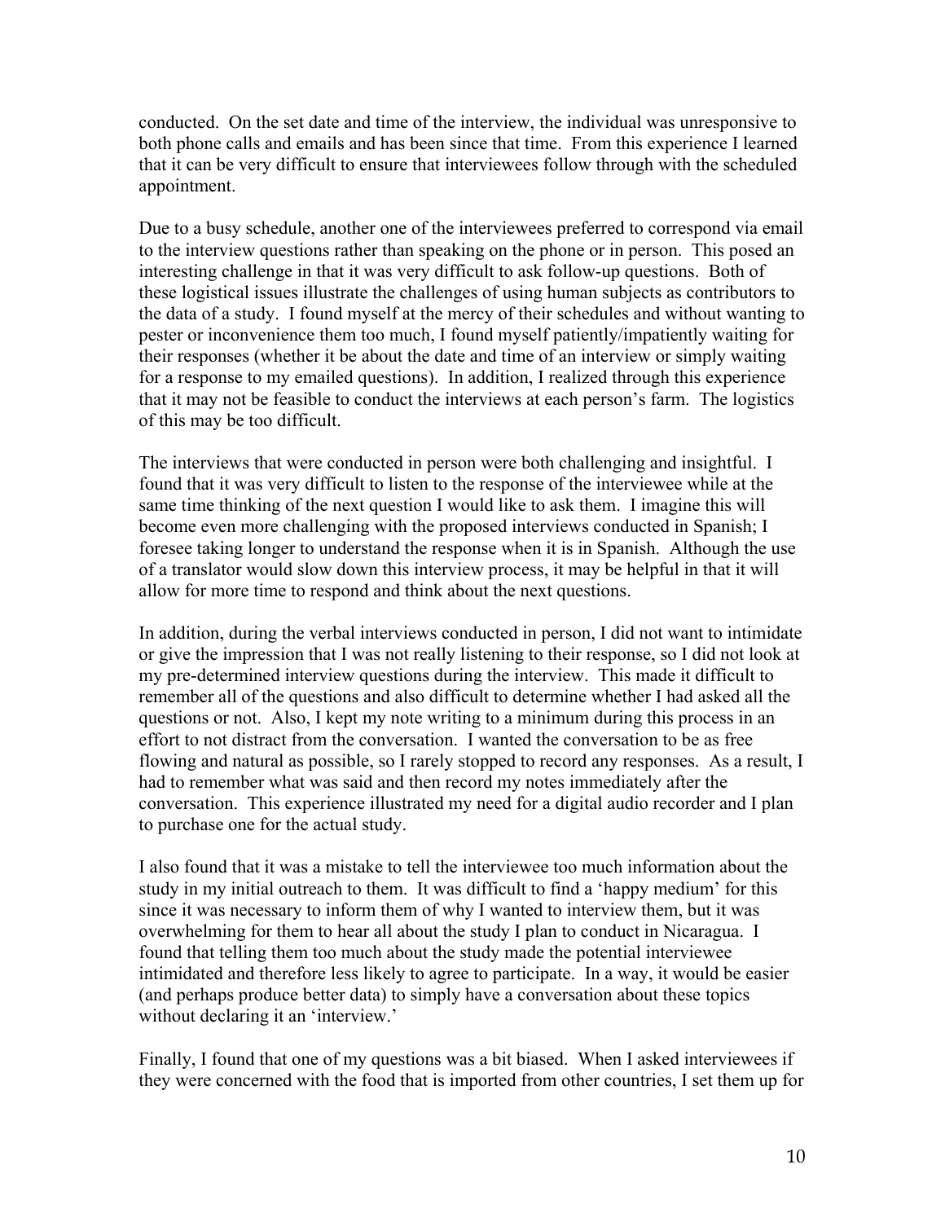conducted. On the set date and time of the interview, the individual was unresponsive to both phone calls and emails and has been since that time. From this experience I learned that it can be very difficult to ensure that interviewees follow through with the scheduled appointment.

Due to a busy schedule, another one of the interviewees preferred to correspond via email to the interview questions rather than speaking on the phone or in person. This posed an interesting challenge in that it was very difficult to ask follow-up questions. Both of these logistical issues illustrate the challenges of using human subjects as contributors to the data of a study. I found myself at the mercy of their schedules and without wanting to pester or inconvenience them too much, I found myself patiently/impatiently waiting for their responses (whether it be about the date and time of an interview or simply waiting for a response to my emailed questions). In addition, I realized through this experience that it may not be feasible to conduct the interviews at each person's farm. The logistics of this may be too difficult.

The interviews that were conducted in person were both challenging and insightful. I found that it was very difficult to listen to the response of the interviewee while at the same time thinking of the next question I would like to ask them. I imagine this will become even more challenging with the proposed interviews conducted in Spanish; I foresee taking longer to understand the response when it is in Spanish. Although the use of a translator would slow down this interview process, it may be helpful in that it will allow for more time to respond and think about the next questions.

In addition, during the verbal interviews conducted in person, I did not want to intimidate or give the impression that I was not really listening to their response, so I did not look at my pre-determined interview questions during the interview. This made it difficult to remember all of the questions and also difficult to determine whether I had asked all the questions or not. Also, I kept my note writing to a minimum during this process in an effort to not distract from the conversation. I wanted the conversation to be as free flowing and natural as possible, so I rarely stopped to record any responses. As a result, I had to remember what was said and then record my notes immediately after the conversation. This experience illustrated my need for a digital audio recorder and I plan to purchase one for the actual study.

I also found that it was a mistake to tell the interviewee too much information about the study in my initial outreach to them. It was difficult to find a 'happy medium' for this since it was necessary to inform them of why I wanted to interview them, but it was overwhelming for them to hear all about the study I plan to conduct in Nicaragua. I found that telling them too much about the study made the potential interviewee intimidated and therefore less likely to agree to participate. In a way, it would be easier (and perhaps produce better data) to simply have a conversation about these topics without declaring it an 'interview.'

Finally, I found that one of my questions was a bit biased. When I asked interviewees if they were concerned with the food that is imported from other countries, I set them up for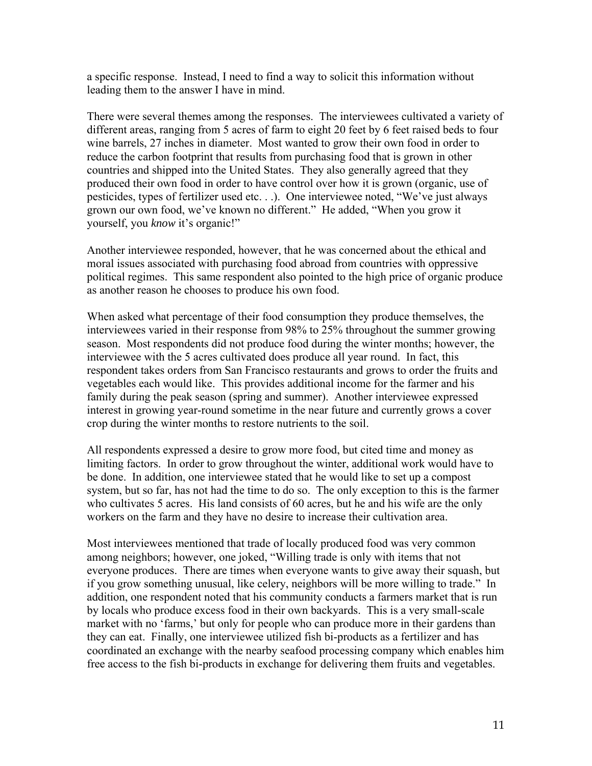a specific response. Instead, I need to find a way to solicit this information without leading them to the answer I have in mind.

There were several themes among the responses. The interviewees cultivated a variety of different areas, ranging from 5 acres of farm to eight 20 feet by 6 feet raised beds to four wine barrels, 27 inches in diameter. Most wanted to grow their own food in order to reduce the carbon footprint that results from purchasing food that is grown in other countries and shipped into the United States. They also generally agreed that they produced their own food in order to have control over how it is grown (organic, use of pesticides, types of fertilizer used etc. . .). One interviewee noted, "We've just always grown our own food, we've known no different." He added, "When you grow it yourself, you *know* it's organic!"

Another interviewee responded, however, that he was concerned about the ethical and moral issues associated with purchasing food abroad from countries with oppressive political regimes. This same respondent also pointed to the high price of organic produce as another reason he chooses to produce his own food.

When asked what percentage of their food consumption they produce themselves, the interviewees varied in their response from 98% to 25% throughout the summer growing season. Most respondents did not produce food during the winter months; however, the interviewee with the 5 acres cultivated does produce all year round. In fact, this respondent takes orders from San Francisco restaurants and grows to order the fruits and vegetables each would like. This provides additional income for the farmer and his family during the peak season (spring and summer). Another interviewee expressed interest in growing year-round sometime in the near future and currently grows a cover crop during the winter months to restore nutrients to the soil.

All respondents expressed a desire to grow more food, but cited time and money as limiting factors. In order to grow throughout the winter, additional work would have to be done. In addition, one interviewee stated that he would like to set up a compost system, but so far, has not had the time to do so. The only exception to this is the farmer who cultivates 5 acres. His land consists of 60 acres, but he and his wife are the only workers on the farm and they have no desire to increase their cultivation area.

Most interviewees mentioned that trade of locally produced food was very common among neighbors; however, one joked, "Willing trade is only with items that not everyone produces. There are times when everyone wants to give away their squash, but if you grow something unusual, like celery, neighbors will be more willing to trade." In addition, one respondent noted that his community conducts a farmers market that is run by locals who produce excess food in their own backyards. This is a very small-scale market with no 'farms,' but only for people who can produce more in their gardens than they can eat. Finally, one interviewee utilized fish bi-products as a fertilizer and has coordinated an exchange with the nearby seafood processing company which enables him free access to the fish bi-products in exchange for delivering them fruits and vegetables.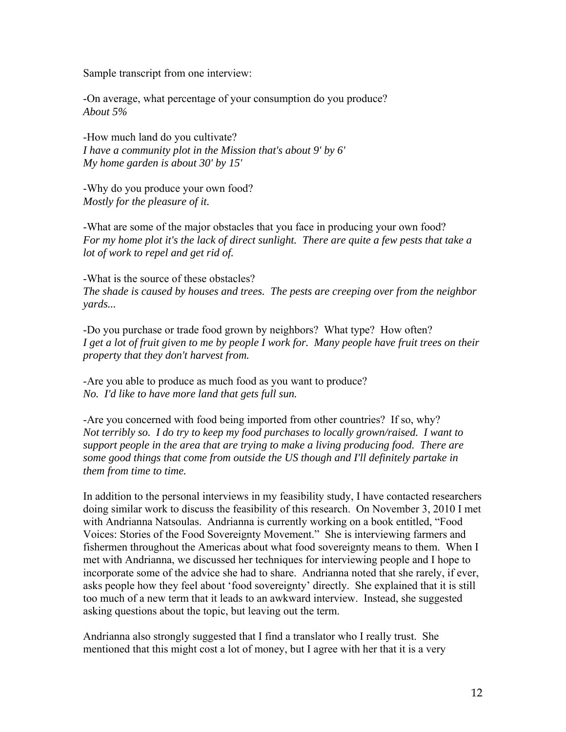Sample transcript from one interview:

-On average, what percentage of your consumption do you produce?  
*About 5%*

-How much land do you cultivate?  
*I have a community plot in the Mission that's about 9' by 6'*  
*My home garden is about 30' by 15'*

-Why do you produce your own food?  
*Mostly for the pleasure of it.*

-What are some of the major obstacles that you face in producing your own food?  
*For my home plot it's the lack of direct sunlight. There are quite a few pests that take a lot of work to repel and get rid of.*

-What is the source of these obstacles?  
*The shade is caused by houses and trees. The pests are creeping over from the neighbor yards...*

-Do you purchase or trade food grown by neighbors? What type? How often?  
*I get a lot of fruit given to me by people I work for. Many people have fruit trees on their property that they don't harvest from.*

-Are you able to produce as much food as you want to produce?  
*No. I'd like to have more land that gets full sun.*

-Are you concerned with food being imported from other countries? If so, why?  
*Not terribly so. I do try to keep my food purchases to locally grown/raised. I want to support people in the area that are trying to make a living producing food. There are some good things that come from outside the US though and I'll definitely partake in them from time to time.*

In addition to the personal interviews in my feasibility study, I have contacted researchers doing similar work to discuss the feasibility of this research. On November 3, 2010 I met with Andrianna Natsoulas. Andrianna is currently working on a book entitled, "Food Voices: Stories of the Food Sovereignty Movement." She is interviewing farmers and fishermen throughout the Americas about what food sovereignty means to them. When I met with Andrianna, we discussed her techniques for interviewing people and I hope to incorporate some of the advice she had to share. Andrianna noted that she rarely, if ever, asks people how they feel about 'food sovereignty' directly. She explained that it is still too much of a new term that it leads to an awkward interview. Instead, she suggested asking questions about the topic, but leaving out the term.

Andrianna also strongly suggested that I find a translator who I really trust. She mentioned that this might cost a lot of money, but I agree with her that it is a very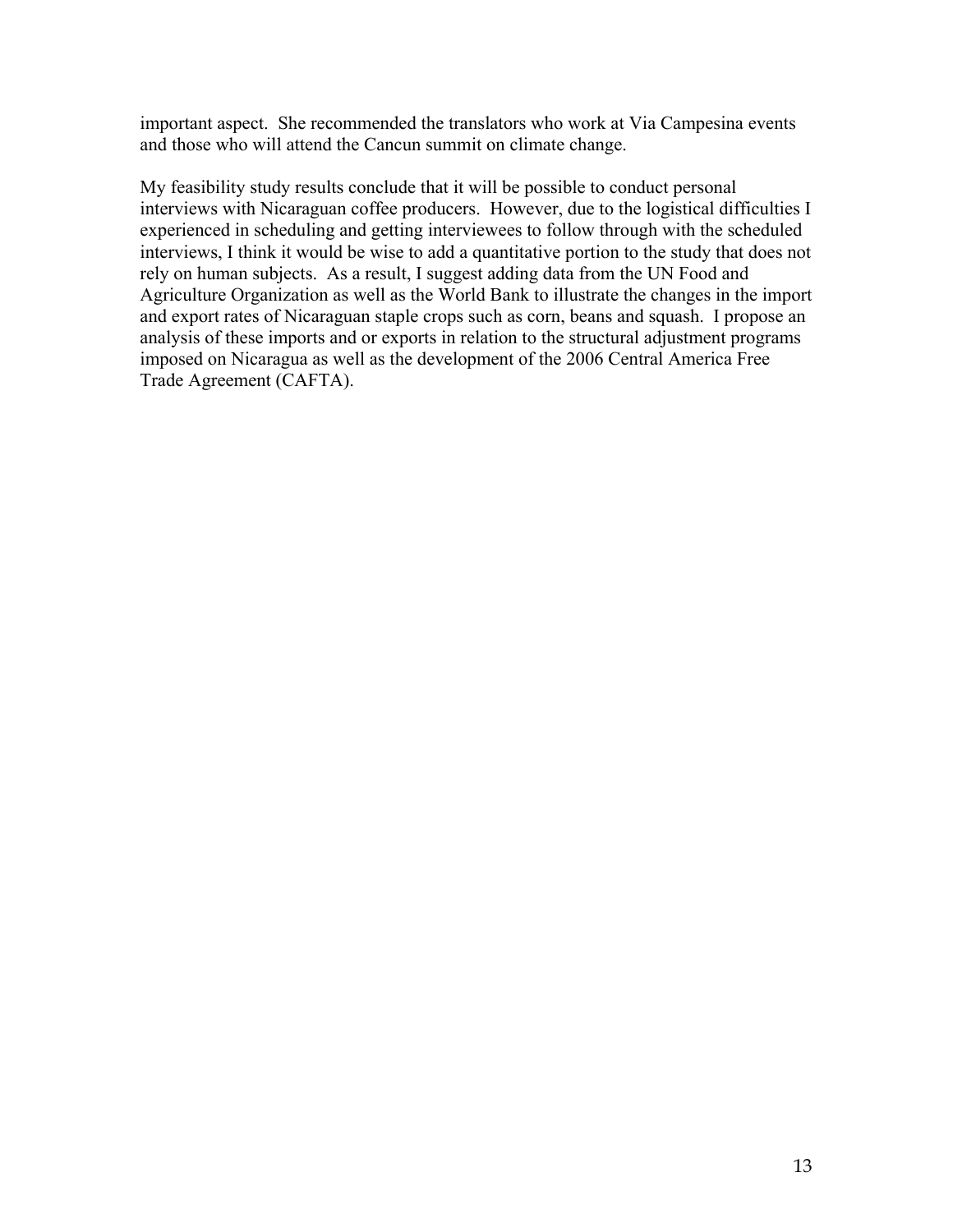important aspect. She recommended the translators who work at Via Campesina events and those who will attend the Cancun summit on climate change.

My feasibility study results conclude that it will be possible to conduct personal interviews with Nicaraguan coffee producers. However, due to the logistical difficulties I experienced in scheduling and getting interviewees to follow through with the scheduled interviews, I think it would be wise to add a quantitative portion to the study that does not rely on human subjects. As a result, I suggest adding data from the UN Food and Agriculture Organization as well as the World Bank to illustrate the changes in the import and export rates of Nicaraguan staple crops such as corn, beans and squash. I propose an analysis of these imports and or exports in relation to the structural adjustment programs imposed on Nicaragua as well as the development of the 2006 Central America Free Trade Agreement (CAFTA).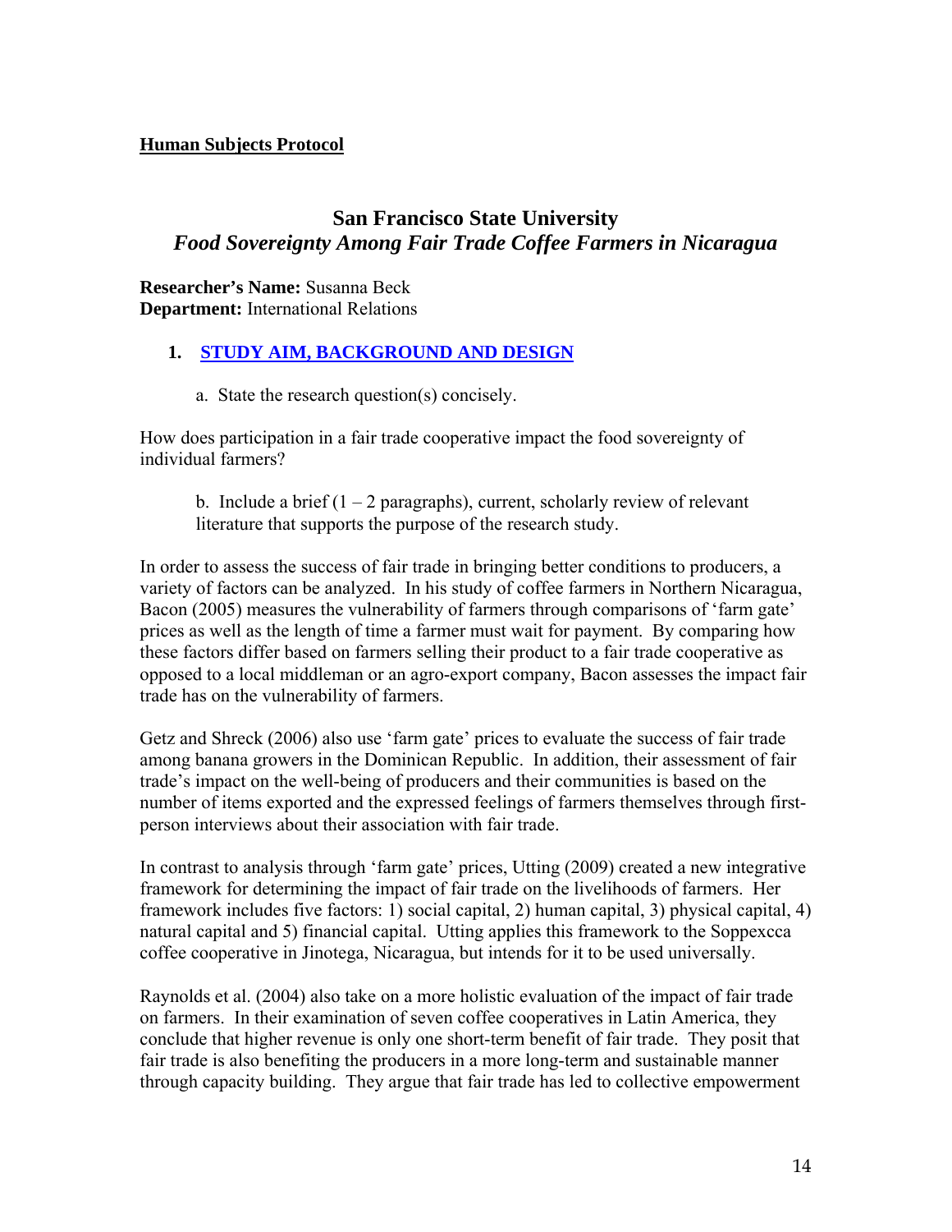**Human Subjects Protocol**

## San Francisco State University

## *Food Sovereignty Among Fair Trade Coffee Farmers in Nicaragua*

**Researcher's Name:** Susanna Beck
**Department:** International Relations

### 1. STUDY AIM, BACKGROUND AND DESIGN

a. State the research question(s) concisely.

How does participation in a fair trade cooperative impact the food sovereignty of individual farmers?

b. Include a brief (1 – 2 paragraphs), current, scholarly review of relevant literature that supports the purpose of the research study.

In order to assess the success of fair trade in bringing better conditions to producers, a variety of factors can be analyzed. In his study of coffee farmers in Northern Nicaragua, Bacon (2005) measures the vulnerability of farmers through comparisons of 'farm gate' prices as well as the length of time a farmer must wait for payment. By comparing how these factors differ based on farmers selling their product to a fair trade cooperative as opposed to a local middleman or an agro-export company, Bacon assesses the impact fair trade has on the vulnerability of farmers.

Getz and Shreck (2006) also use 'farm gate' prices to evaluate the success of fair trade among banana growers in the Dominican Republic. In addition, their assessment of fair trade's impact on the well-being of producers and their communities is based on the number of items exported and the expressed feelings of farmers themselves through first-person interviews about their association with fair trade.

In contrast to analysis through 'farm gate' prices, Utting (2009) created a new integrative framework for determining the impact of fair trade on the livelihoods of farmers. Her framework includes five factors: 1) social capital, 2) human capital, 3) physical capital, 4) natural capital and 5) financial capital. Utting applies this framework to the Soppexcca coffee cooperative in Jinotega, Nicaragua, but intends for it to be used universally.

Raynolds et al. (2004) also take on a more holistic evaluation of the impact of fair trade on farmers. In their examination of seven coffee cooperatives in Latin America, they conclude that higher revenue is only one short-term benefit of fair trade. They posit that fair trade is also benefiting the producers in a more long-term and sustainable manner through capacity building. They argue that fair trade has led to collective empowerment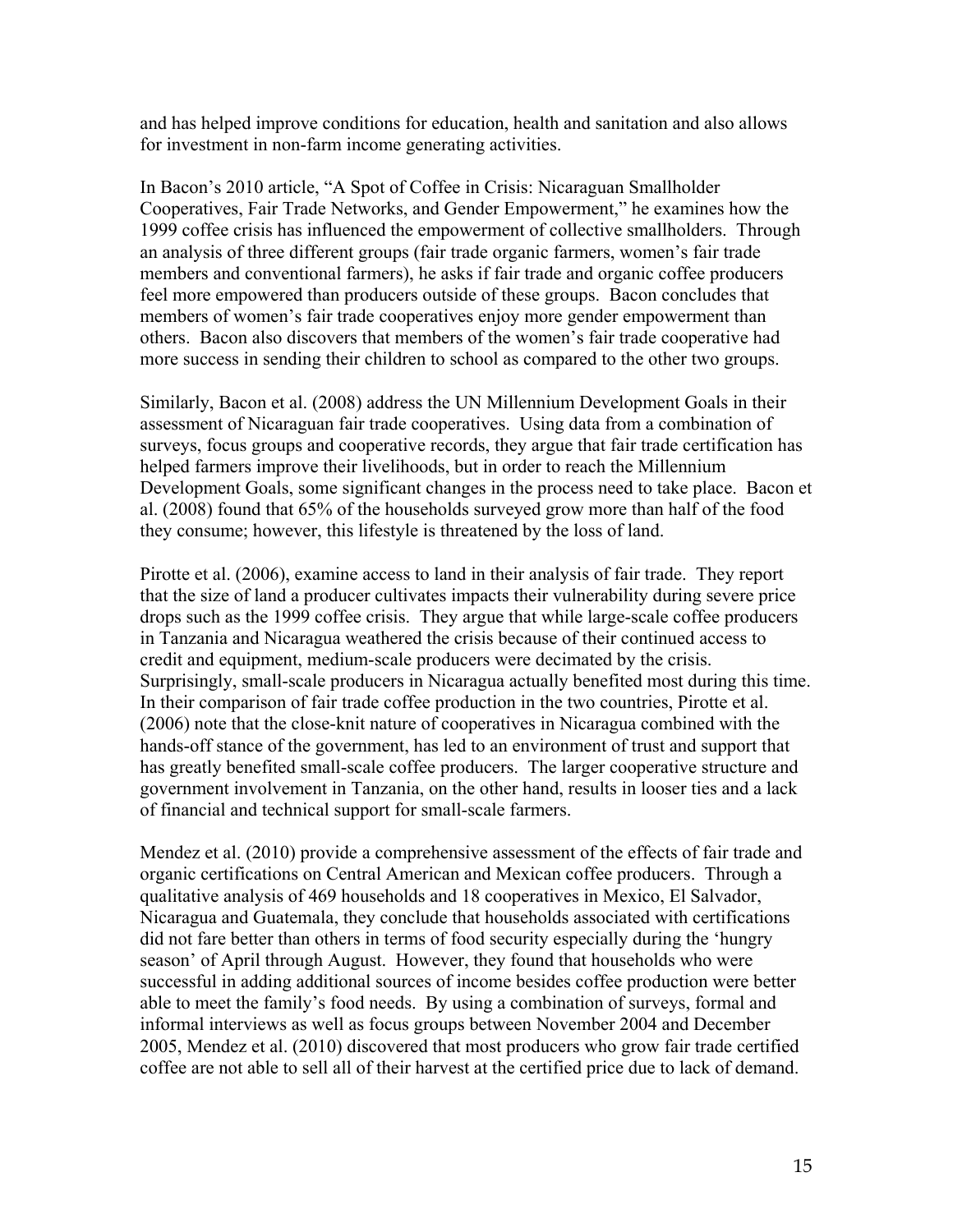and has helped improve conditions for education, health and sanitation and also allows for investment in non-farm income generating activities.

In Bacon's 2010 article, "A Spot of Coffee in Crisis: Nicaraguan Smallholder Cooperatives, Fair Trade Networks, and Gender Empowerment," he examines how the 1999 coffee crisis has influenced the empowerment of collective smallholders. Through an analysis of three different groups (fair trade organic farmers, women's fair trade members and conventional farmers), he asks if fair trade and organic coffee producers feel more empowered than producers outside of these groups. Bacon concludes that members of women's fair trade cooperatives enjoy more gender empowerment than others. Bacon also discovers that members of the women's fair trade cooperative had more success in sending their children to school as compared to the other two groups.

Similarly, Bacon et al. (2008) address the UN Millennium Development Goals in their assessment of Nicaraguan fair trade cooperatives. Using data from a combination of surveys, focus groups and cooperative records, they argue that fair trade certification has helped farmers improve their livelihoods, but in order to reach the Millennium Development Goals, some significant changes in the process need to take place. Bacon et al. (2008) found that 65% of the households surveyed grow more than half of the food they consume; however, this lifestyle is threatened by the loss of land.

Pirotte et al. (2006), examine access to land in their analysis of fair trade. They report that the size of land a producer cultivates impacts their vulnerability during severe price drops such as the 1999 coffee crisis. They argue that while large-scale coffee producers in Tanzania and Nicaragua weathered the crisis because of their continued access to credit and equipment, medium-scale producers were decimated by the crisis. Surprisingly, small-scale producers in Nicaragua actually benefited most during this time. In their comparison of fair trade coffee production in the two countries, Pirotte et al. (2006) note that the close-knit nature of cooperatives in Nicaragua combined with the hands-off stance of the government, has led to an environment of trust and support that has greatly benefited small-scale coffee producers. The larger cooperative structure and government involvement in Tanzania, on the other hand, results in looser ties and a lack of financial and technical support for small-scale farmers.

Mendez et al. (2010) provide a comprehensive assessment of the effects of fair trade and organic certifications on Central American and Mexican coffee producers. Through a qualitative analysis of 469 households and 18 cooperatives in Mexico, El Salvador, Nicaragua and Guatemala, they conclude that households associated with certifications did not fare better than others in terms of food security especially during the 'hungry season' of April through August. However, they found that households who were successful in adding additional sources of income besides coffee production were better able to meet the family's food needs. By using a combination of surveys, formal and informal interviews as well as focus groups between November 2004 and December 2005, Mendez et al. (2010) discovered that most producers who grow fair trade certified coffee are not able to sell all of their harvest at the certified price due to lack of demand.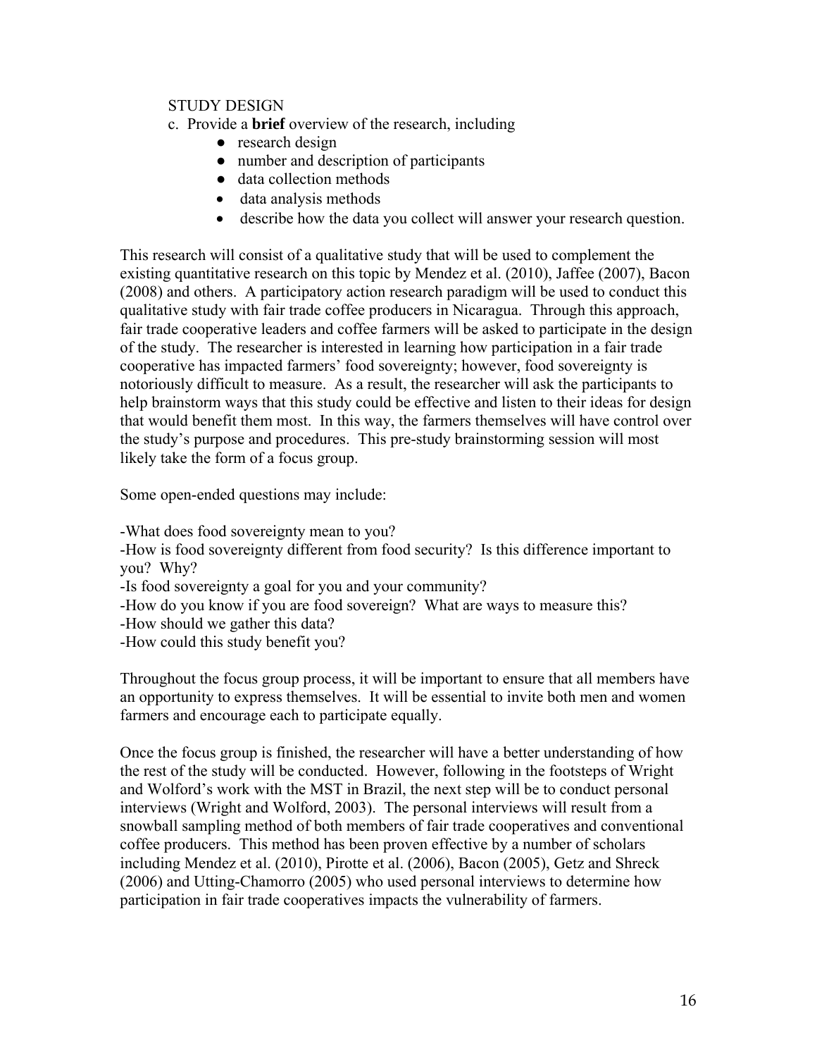STUDY DESIGN

c. Provide a **brief** overview of the research, including

- research design
- number and description of participants
- data collection methods
- data analysis methods
- describe how the data you collect will answer your research question.

This research will consist of a qualitative study that will be used to complement the existing quantitative research on this topic by Mendez et al. (2010), Jaffee (2007), Bacon (2008) and others. A participatory action research paradigm will be used to conduct this qualitative study with fair trade coffee producers in Nicaragua. Through this approach, fair trade cooperative leaders and coffee farmers will be asked to participate in the design of the study. The researcher is interested in learning how participation in a fair trade cooperative has impacted farmers' food sovereignty; however, food sovereignty is notoriously difficult to measure. As a result, the researcher will ask the participants to help brainstorm ways that this study could be effective and listen to their ideas for design that would benefit them most. In this way, the farmers themselves will have control over the study's purpose and procedures. This pre-study brainstorming session will most likely take the form of a focus group.

Some open-ended questions may include:

-What does food sovereignty mean to you?
-How is food sovereignty different from food security? Is this difference important to you? Why?
-Is food sovereignty a goal for you and your community?
-How do you know if you are food sovereign? What are ways to measure this?
-How should we gather this data?
-How could this study benefit you?

Throughout the focus group process, it will be important to ensure that all members have an opportunity to express themselves. It will be essential to invite both men and women farmers and encourage each to participate equally.

Once the focus group is finished, the researcher will have a better understanding of how the rest of the study will be conducted. However, following in the footsteps of Wright and Wolford's work with the MST in Brazil, the next step will be to conduct personal interviews (Wright and Wolford, 2003). The personal interviews will result from a snowball sampling method of both members of fair trade cooperatives and conventional coffee producers. This method has been proven effective by a number of scholars including Mendez et al. (2010), Pirotte et al. (2006), Bacon (2005), Getz and Shreck (2006) and Utting-Chamorro (2005) who used personal interviews to determine how participation in fair trade cooperatives impacts the vulnerability of farmers.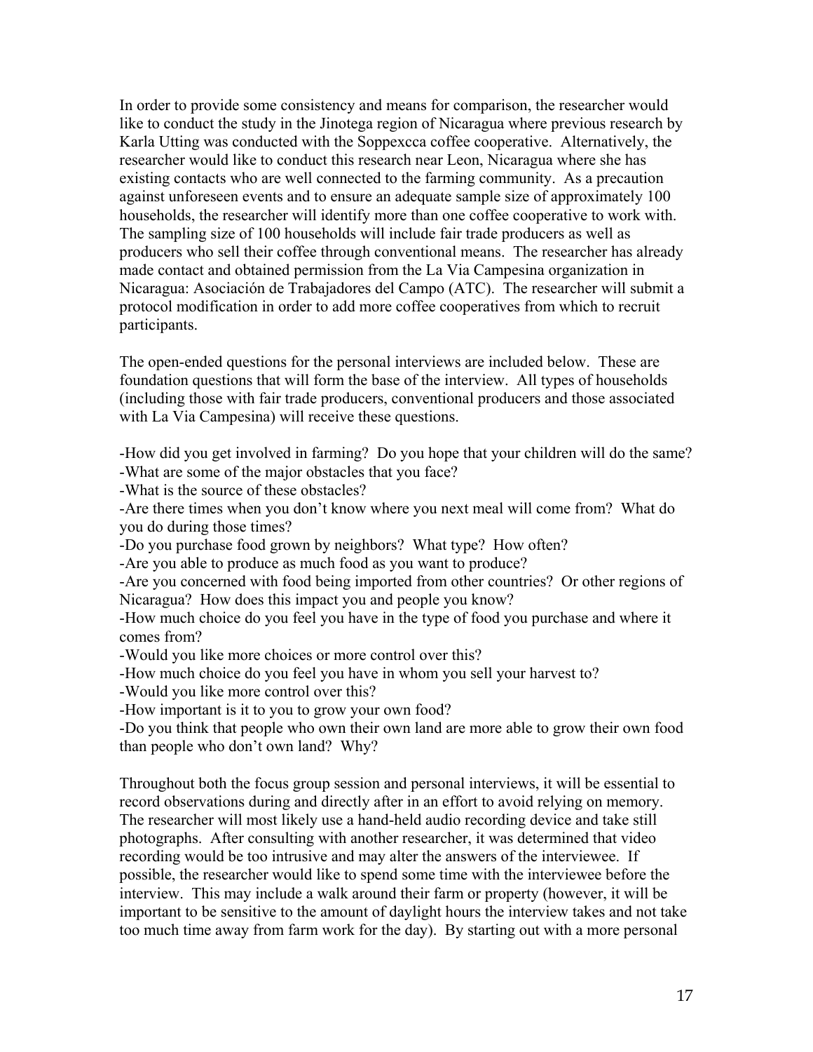In order to provide some consistency and means for comparison, the researcher would like to conduct the study in the Jinotega region of Nicaragua where previous research by Karla Utting was conducted with the Soppexcca coffee cooperative. Alternatively, the researcher would like to conduct this research near Leon, Nicaragua where she has existing contacts who are well connected to the farming community. As a precaution against unforeseen events and to ensure an adequate sample size of approximately 100 households, the researcher will identify more than one coffee cooperative to work with. The sampling size of 100 households will include fair trade producers as well as producers who sell their coffee through conventional means. The researcher has already made contact and obtained permission from the La Via Campesina organization in Nicaragua: Asociación de Trabajadores del Campo (ATC). The researcher will submit a protocol modification in order to add more coffee cooperatives from which to recruit participants.

The open-ended questions for the personal interviews are included below. These are foundation questions that will form the base of the interview. All types of households (including those with fair trade producers, conventional producers and those associated with La Via Campesina) will receive these questions.

-How did you get involved in farming? Do you hope that your children will do the same?
-What are some of the major obstacles that you face?
-What is the source of these obstacles?
-Are there times when you don't know where you next meal will come from? What do you do during those times?
-Do you purchase food grown by neighbors? What type? How often?
-Are you able to produce as much food as you want to produce?
-Are you concerned with food being imported from other countries? Or other regions of Nicaragua? How does this impact you and people you know?
-How much choice do you feel you have in the type of food you purchase and where it comes from?
-Would you like more choices or more control over this?
-How much choice do you feel you have in whom you sell your harvest to?
-Would you like more control over this?
-How important is it to you to grow your own food?
-Do you think that people who own their own land are more able to grow their own food than people who don't own land? Why?

Throughout both the focus group session and personal interviews, it will be essential to record observations during and directly after in an effort to avoid relying on memory. The researcher will most likely use a hand-held audio recording device and take still photographs. After consulting with another researcher, it was determined that video recording would be too intrusive and may alter the answers of the interviewee. If possible, the researcher would like to spend some time with the interviewee before the interview. This may include a walk around their farm or property (however, it will be important to be sensitive to the amount of daylight hours the interview takes and not take too much time away from farm work for the day). By starting out with a more personal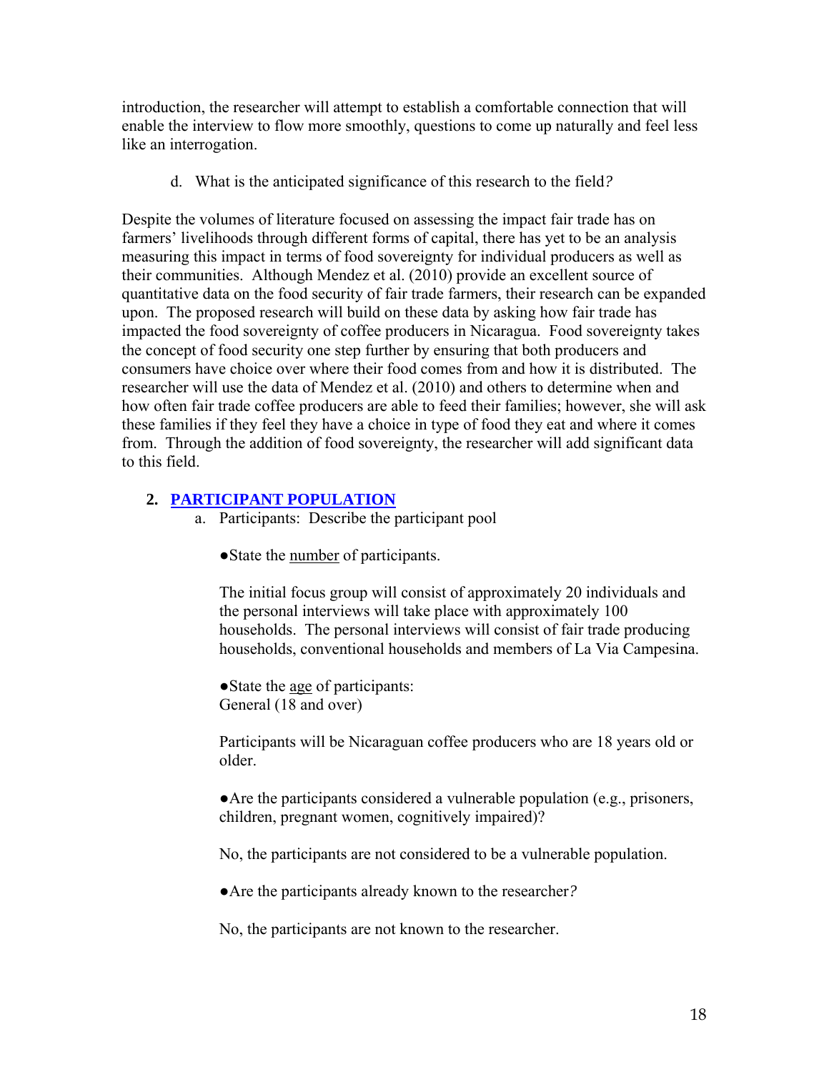introduction, the researcher will attempt to establish a comfortable connection that will enable the interview to flow more smoothly, questions to come up naturally and feel less like an interrogation.

d. What is the anticipated significance of this research to the field?

Despite the volumes of literature focused on assessing the impact fair trade has on farmers' livelihoods through different forms of capital, there has yet to be an analysis measuring this impact in terms of food sovereignty for individual producers as well as their communities. Although Mendez et al. (2010) provide an excellent source of quantitative data on the food security of fair trade farmers, their research can be expanded upon. The proposed research will build on these data by asking how fair trade has impacted the food sovereignty of coffee producers in Nicaragua. Food sovereignty takes the concept of food security one step further by ensuring that both producers and consumers have choice over where their food comes from and how it is distributed. The researcher will use the data of Mendez et al. (2010) and others to determine when and how often fair trade coffee producers are able to feed their families; however, she will ask these families if they feel they have a choice in type of food they eat and where it comes from. Through the addition of food sovereignty, the researcher will add significant data to this field.

## 2. PARTICIPANT POPULATION

a. Participants: Describe the participant pool

●State the number of participants.

The initial focus group will consist of approximately 20 individuals and the personal interviews will take place with approximately 100 households. The personal interviews will consist of fair trade producing households, conventional households and members of La Via Campesina.

●State the age of participants:
General (18 and over)

Participants will be Nicaraguan coffee producers who are 18 years old or older.

●Are the participants considered a vulnerable population (e.g., prisoners, children, pregnant women, cognitively impaired)?

No, the participants are not considered to be a vulnerable population.

●Are the participants already known to the researcher?

No, the participants are not known to the researcher.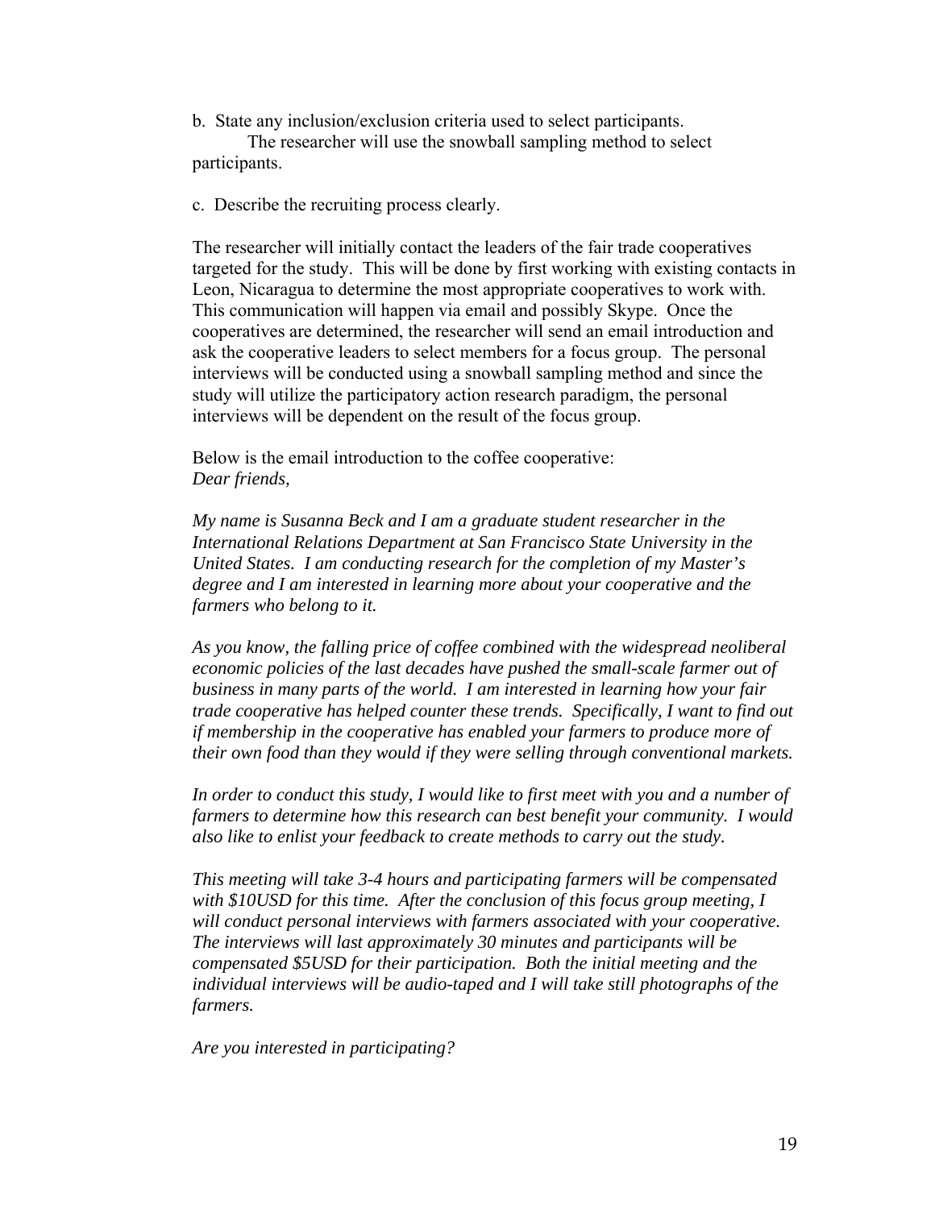b. State any inclusion/exclusion criteria used to select participants.

The researcher will use the snowball sampling method to select participants.

c. Describe the recruiting process clearly.

The researcher will initially contact the leaders of the fair trade cooperatives targeted for the study. This will be done by first working with existing contacts in Leon, Nicaragua to determine the most appropriate cooperatives to work with. This communication will happen via email and possibly Skype. Once the cooperatives are determined, the researcher will send an email introduction and ask the cooperative leaders to select members for a focus group. The personal interviews will be conducted using a snowball sampling method and since the study will utilize the participatory action research paradigm, the personal interviews will be dependent on the result of the focus group.

Below is the email introduction to the coffee cooperative:
*Dear friends,*

*My name is Susanna Beck and I am a graduate student researcher in the International Relations Department at San Francisco State University in the United States. I am conducting research for the completion of my Master's degree and I am interested in learning more about your cooperative and the farmers who belong to it.*

*As you know, the falling price of coffee combined with the widespread neoliberal economic policies of the last decades have pushed the small-scale farmer out of business in many parts of the world. I am interested in learning how your fair trade cooperative has helped counter these trends. Specifically, I want to find out if membership in the cooperative has enabled your farmers to produce more of their own food than they would if they were selling through conventional markets.*

*In order to conduct this study, I would like to first meet with you and a number of farmers to determine how this research can best benefit your community. I would also like to enlist your feedback to create methods to carry out the study.*

*This meeting will take 3-4 hours and participating farmers will be compensated with $10USD for this time. After the conclusion of this focus group meeting, I will conduct personal interviews with farmers associated with your cooperative. The interviews will last approximately 30 minutes and participants will be compensated $5USD for their participation. Both the initial meeting and the individual interviews will be audio-taped and I will take still photographs of the farmers.*

*Are you interested in participating?*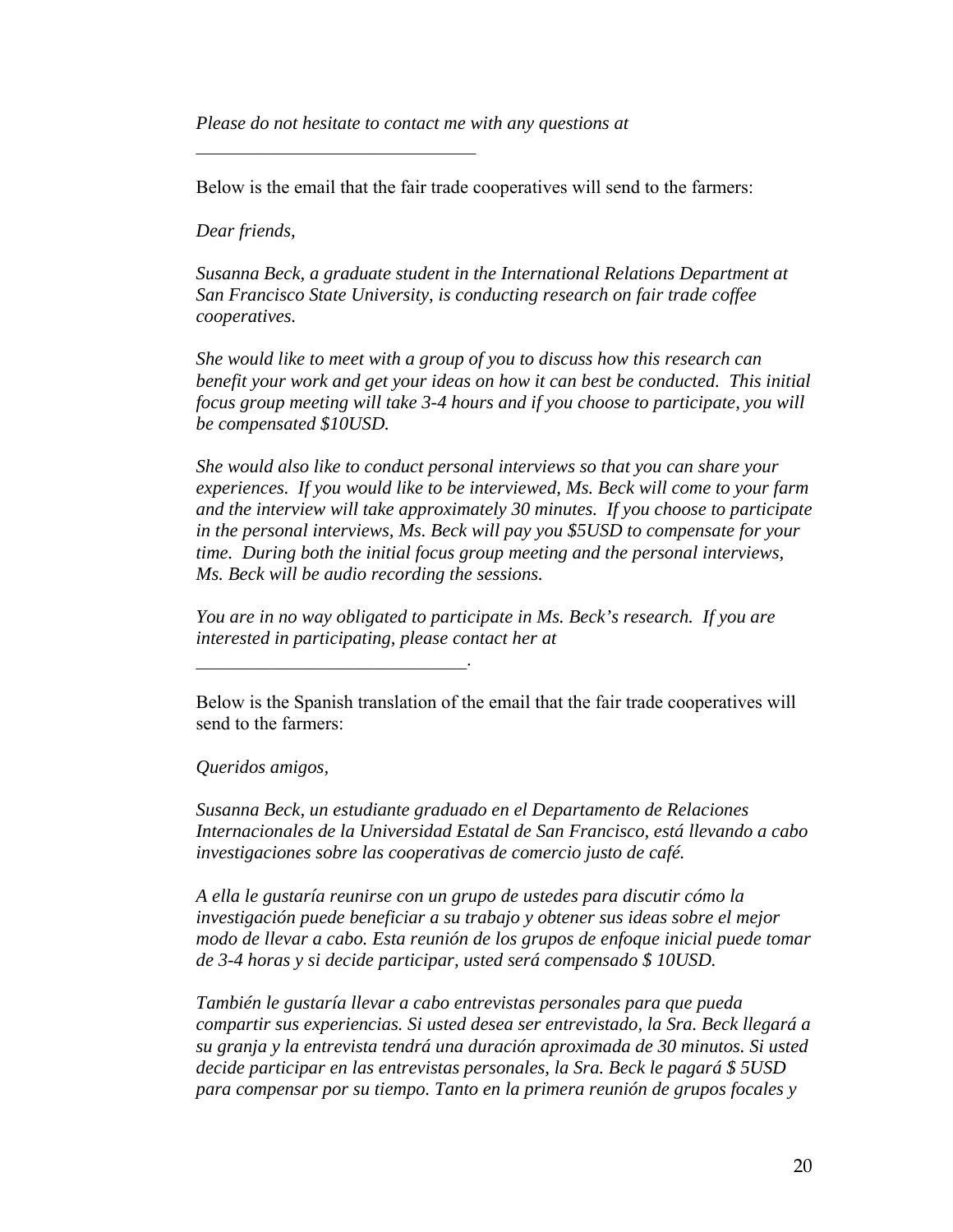*Please do not hesitate to contact me with any questions at*

_______________________________

Below is the email that the fair trade cooperatives will send to the farmers:

*Dear friends,*

*Susanna Beck, a graduate student in the International Relations Department at San Francisco State University, is conducting research on fair trade coffee cooperatives.*

*She would like to meet with a group of you to discuss how this research can benefit your work and get your ideas on how it can best be conducted. This initial focus group meeting will take 3-4 hours and if you choose to participate, you will be compensated $10USD.*

*She would also like to conduct personal interviews so that you can share your experiences. If you would like to be interviewed, Ms. Beck will come to your farm and the interview will take approximately 30 minutes. If you choose to participate in the personal interviews, Ms. Beck will pay you $5USD to compensate for your time. During both the initial focus group meeting and the personal interviews, Ms. Beck will be audio recording the sessions.*

*You are in no way obligated to participate in Ms. Beck's research. If you are interested in participating, please contact her at*

_____________________________.

Below is the Spanish translation of the email that the fair trade cooperatives will send to the farmers:

*Queridos amigos,*

*Susanna Beck, un estudiante graduado en el Departamento de Relaciones Internacionales de la Universidad Estatal de San Francisco, está llevando a cabo investigaciones sobre las cooperativas de comercio justo de café.*

*A ella le gustaría reunirse con un grupo de ustedes para discutir cómo la investigación puede beneficiar a su trabajo y obtener sus ideas sobre el mejor modo de llevar a cabo. Esta reunión de los grupos de enfoque inicial puede tomar de 3-4 horas y si decide participar, usted será compensado $ 10USD.*

*También le gustaría llevar a cabo entrevistas personales para que pueda compartir sus experiencias. Si usted desea ser entrevistado, la Sra. Beck llegará a su granja y la entrevista tendrá una duración aproximada de 30 minutos. Si usted decide participar en las entrevistas personales, la Sra. Beck le pagará $ 5USD para compensar por su tiempo. Tanto en la primera reunión de grupos focales y*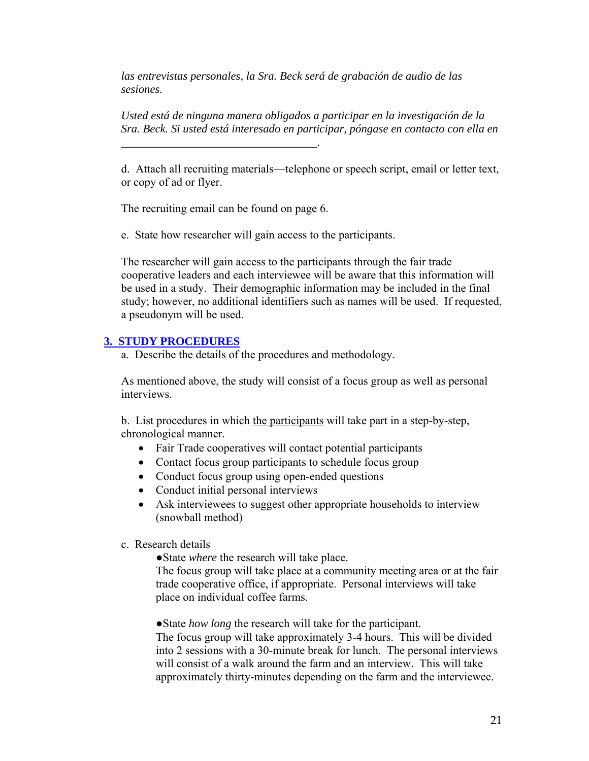*las entrevistas personales, la Sra. Beck será de grabación de audio de las sesiones.*

*Usted está de ninguna manera obligados a participar en la investigación de la Sra. Beck. Si usted está interesado en participar, póngase en contacto con ella en ________________________________.*

d. Attach all recruiting materials—telephone or speech script, email or letter text, or copy of ad or flyer.

The recruiting email can be found on page 6.

e. State how researcher will gain access to the participants.

The researcher will gain access to the participants through the fair trade cooperative leaders and each interviewee will be aware that this information will be used in a study. Their demographic information may be included in the final study; however, no additional identifiers such as names will be used. If requested, a pseudonym will be used.

## 3. STUDY PROCEDURES

a. Describe the details of the procedures and methodology.

As mentioned above, the study will consist of a focus group as well as personal interviews.

b. List procedures in which the participants will take part in a step-by-step, chronological manner.

- Fair Trade cooperatives will contact potential participants
- Contact focus group participants to schedule focus group
- Conduct focus group using open-ended questions
- Conduct initial personal interviews
- Ask interviewees to suggest other appropriate households to interview (snowball method)

c. Research details

●State *where* the research will take place.
The focus group will take place at a community meeting area or at the fair trade cooperative office, if appropriate. Personal interviews will take place on individual coffee farms.

●State *how long* the research will take for the participant.
The focus group will take approximately 3-4 hours. This will be divided into 2 sessions with a 30-minute break for lunch. The personal interviews will consist of a walk around the farm and an interview. This will take approximately thirty-minutes depending on the farm and the interviewee.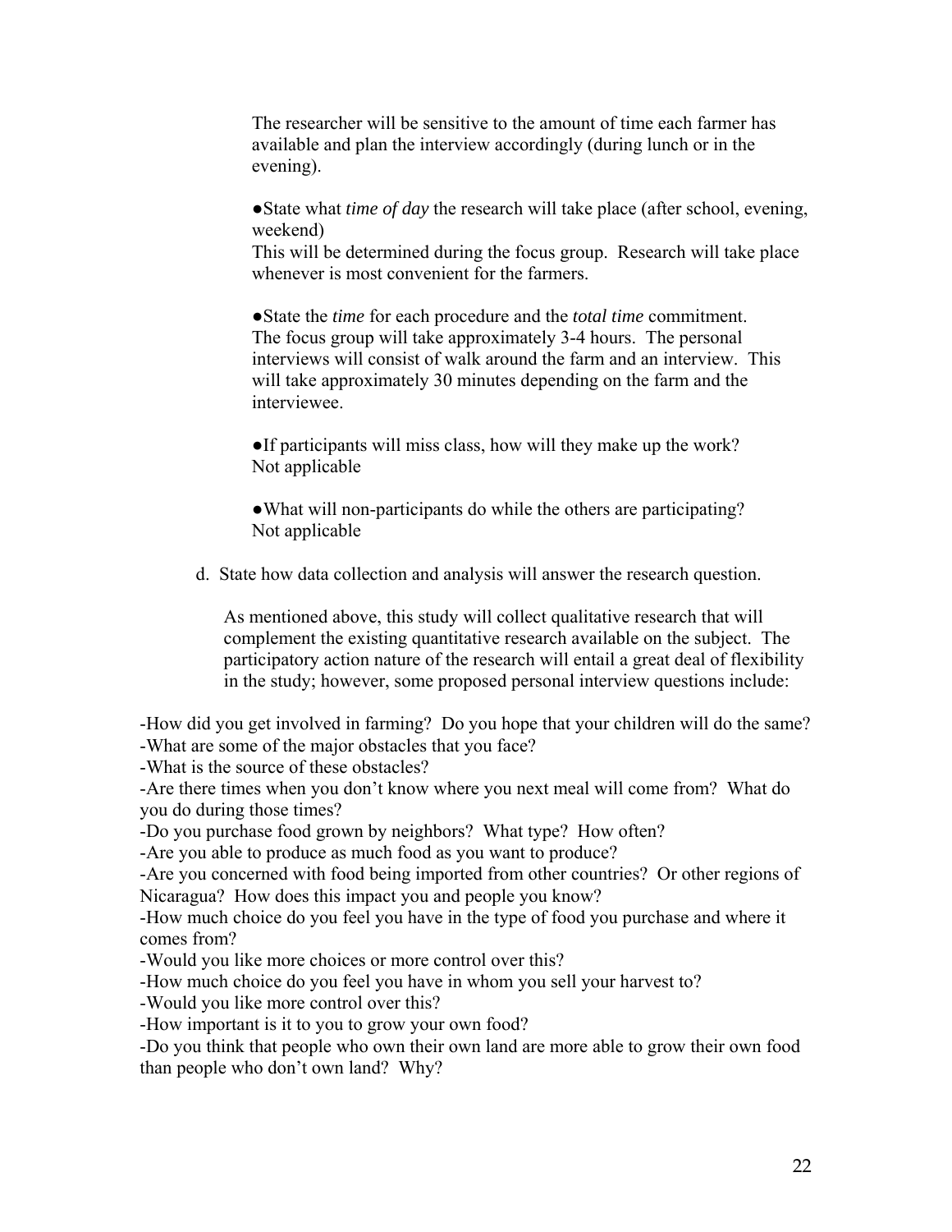The researcher will be sensitive to the amount of time each farmer has available and plan the interview accordingly (during lunch or in the evening).

●State what *time of day* the research will take place (after school, evening, weekend)
This will be determined during the focus group. Research will take place whenever is most convenient for the farmers.

●State the *time* for each procedure and the *total time* commitment.
The focus group will take approximately 3-4 hours. The personal interviews will consist of walk around the farm and an interview. This will take approximately 30 minutes depending on the farm and the interviewee.

●If participants will miss class, how will they make up the work?
Not applicable

●What will non-participants do while the others are participating?
Not applicable

d. State how data collection and analysis will answer the research question.

As mentioned above, this study will collect qualitative research that will complement the existing quantitative research available on the subject. The participatory action nature of the research will entail a great deal of flexibility in the study; however, some proposed personal interview questions include:

-How did you get involved in farming? Do you hope that your children will do the same?
-What are some of the major obstacles that you face?
-What is the source of these obstacles?
-Are there times when you don't know where you next meal will come from? What do you do during those times?
-Do you purchase food grown by neighbors? What type? How often?
-Are you able to produce as much food as you want to produce?
-Are you concerned with food being imported from other countries? Or other regions of Nicaragua? How does this impact you and people you know?
-How much choice do you feel you have in the type of food you purchase and where it comes from?
-Would you like more choices or more control over this?
-How much choice do you feel you have in whom you sell your harvest to?
-Would you like more control over this?
-How important is it to you to grow your own food?
-Do you think that people who own their own land are more able to grow their own food than people who don't own land? Why?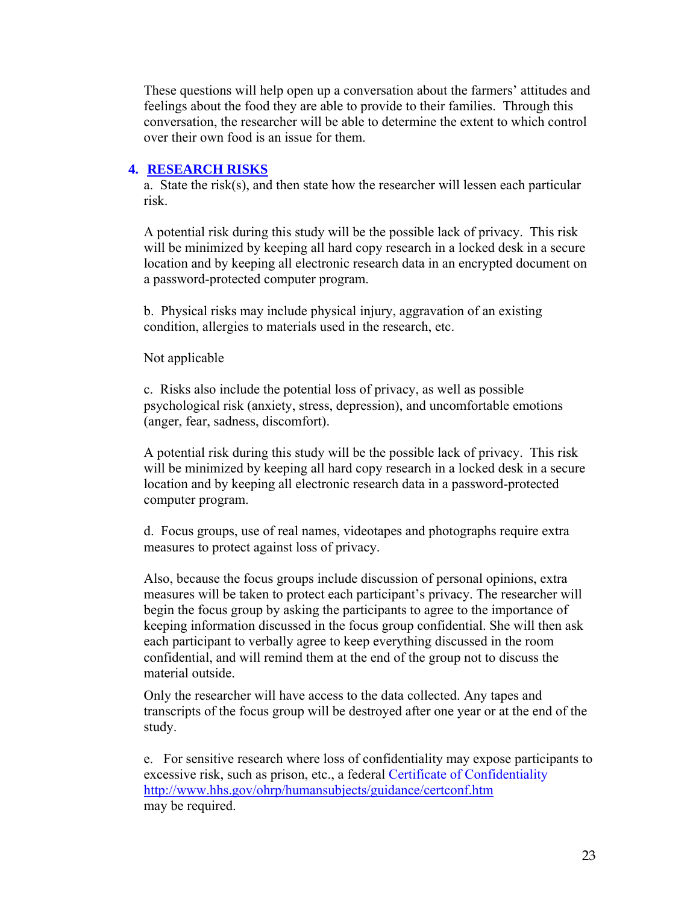These questions will help open up a conversation about the farmers' attitudes and feelings about the food they are able to provide to their families. Through this conversation, the researcher will be able to determine the extent to which control over their own food is an issue for them.

## 4. RESEARCH RISKS

a. State the risk(s), and then state how the researcher will lessen each particular risk.

A potential risk during this study will be the possible lack of privacy. This risk will be minimized by keeping all hard copy research in a locked desk in a secure location and by keeping all electronic research data in an encrypted document on a password-protected computer program.

b. Physical risks may include physical injury, aggravation of an existing condition, allergies to materials used in the research, etc.

Not applicable

c. Risks also include the potential loss of privacy, as well as possible psychological risk (anxiety, stress, depression), and uncomfortable emotions (anger, fear, sadness, discomfort).

A potential risk during this study will be the possible lack of privacy. This risk will be minimized by keeping all hard copy research in a locked desk in a secure location and by keeping all electronic research data in a password-protected computer program.

d. Focus groups, use of real names, videotapes and photographs require extra measures to protect against loss of privacy.

Also, because the focus groups include discussion of personal opinions, extra measures will be taken to protect each participant's privacy. The researcher will begin the focus group by asking the participants to agree to the importance of keeping information discussed in the focus group confidential. She will then ask each participant to verbally agree to keep everything discussed in the room confidential, and will remind them at the end of the group not to discuss the material outside.

Only the researcher will have access to the data collected. Any tapes and transcripts of the focus group will be destroyed after one year or at the end of the study.

e. For sensitive research where loss of confidentiality may expose participants to excessive risk, such as prison, etc., a federal Certificate of Confidentiality http://www.hhs.gov/ohrp/humansubjects/guidance/certconf.htm may be required.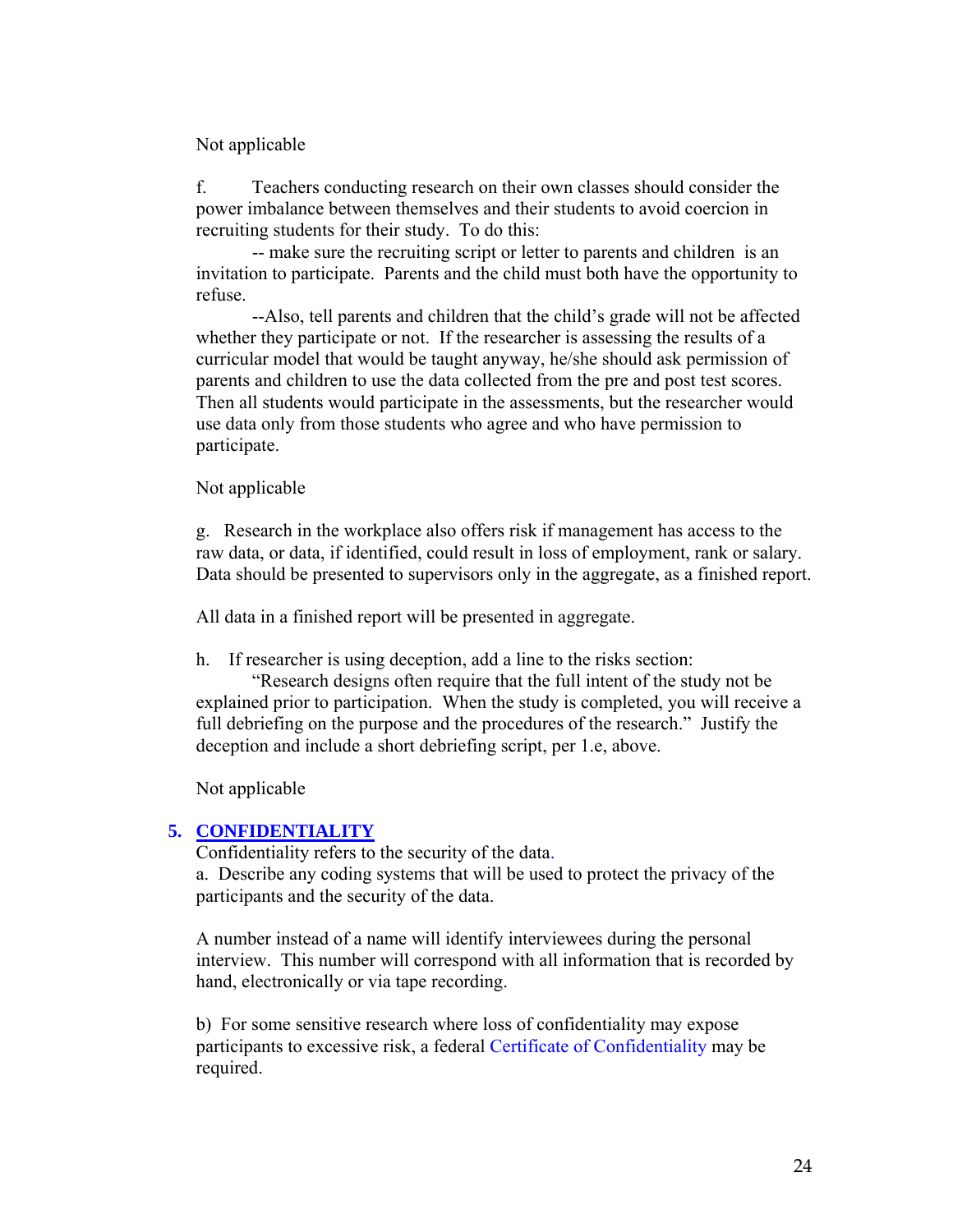Not applicable

f. Teachers conducting research on their own classes should consider the power imbalance between themselves and their students to avoid coercion in recruiting students for their study. To do this:

-- make sure the recruiting script or letter to parents and children is an invitation to participate. Parents and the child must both have the opportunity to refuse.

--Also, tell parents and children that the child's grade will not be affected whether they participate or not. If the researcher is assessing the results of a curricular model that would be taught anyway, he/she should ask permission of parents and children to use the data collected from the pre and post test scores. Then all students would participate in the assessments, but the researcher would use data only from those students who agree and who have permission to participate.

Not applicable

g. Research in the workplace also offers risk if management has access to the raw data, or data, if identified, could result in loss of employment, rank or salary. Data should be presented to supervisors only in the aggregate, as a finished report.

All data in a finished report will be presented in aggregate.

h. If researcher is using deception, add a line to the risks section:

"Research designs often require that the full intent of the study not be explained prior to participation. When the study is completed, you will receive a full debriefing on the purpose and the procedures of the research." Justify the deception and include a short debriefing script, per 1.e, above.

Not applicable

## 5. CONFIDENTIALITY

Confidentiality refers to the security of the data.

a. Describe any coding systems that will be used to protect the privacy of the participants and the security of the data.

A number instead of a name will identify interviewees during the personal interview. This number will correspond with all information that is recorded by hand, electronically or via tape recording.

b) For some sensitive research where loss of confidentiality may expose participants to excessive risk, a federal Certificate of Confidentiality may be required.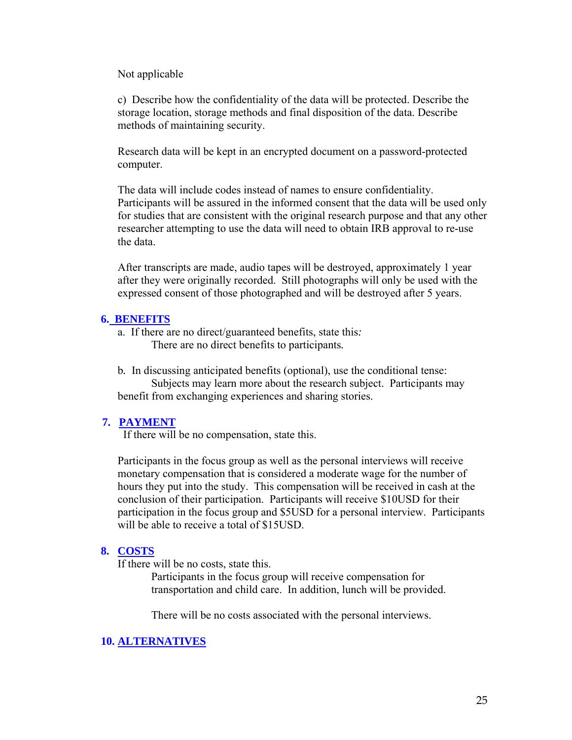Not applicable

c) Describe how the confidentiality of the data will be protected. Describe the storage location, storage methods and final disposition of the data. Describe methods of maintaining security.

Research data will be kept in an encrypted document on a password-protected computer.

The data will include codes instead of names to ensure confidentiality. Participants will be assured in the informed consent that the data will be used only for studies that are consistent with the original research purpose and that any other researcher attempting to use the data will need to obtain IRB approval to re-use the data.

After transcripts are made, audio tapes will be destroyed, approximately 1 year after they were originally recorded. Still photographs will only be used with the expressed consent of those photographed and will be destroyed after 5 years.

## 6. BENEFITS

a. If there are no direct/guaranteed benefits, state this*:*

There are no direct benefits to participants*.*

b*.* In discussing anticipated benefits (optional), use the conditional tense:

Subjects may learn more about the research subject. Participants may benefit from exchanging experiences and sharing stories.

## 7. PAYMENT

If there will be no compensation, state this.

Participants in the focus group as well as the personal interviews will receive monetary compensation that is considered a moderate wage for the number of hours they put into the study. This compensation will be received in cash at the conclusion of their participation. Participants will receive $10USD for their participation in the focus group and $5USD for a personal interview. Participants will be able to receive a total of $15USD.

## 8. COSTS

If there will be no costs, state this.

Participants in the focus group will receive compensation for transportation and child care. In addition, lunch will be provided.

There will be no costs associated with the personal interviews.

## 10. ALTERNATIVES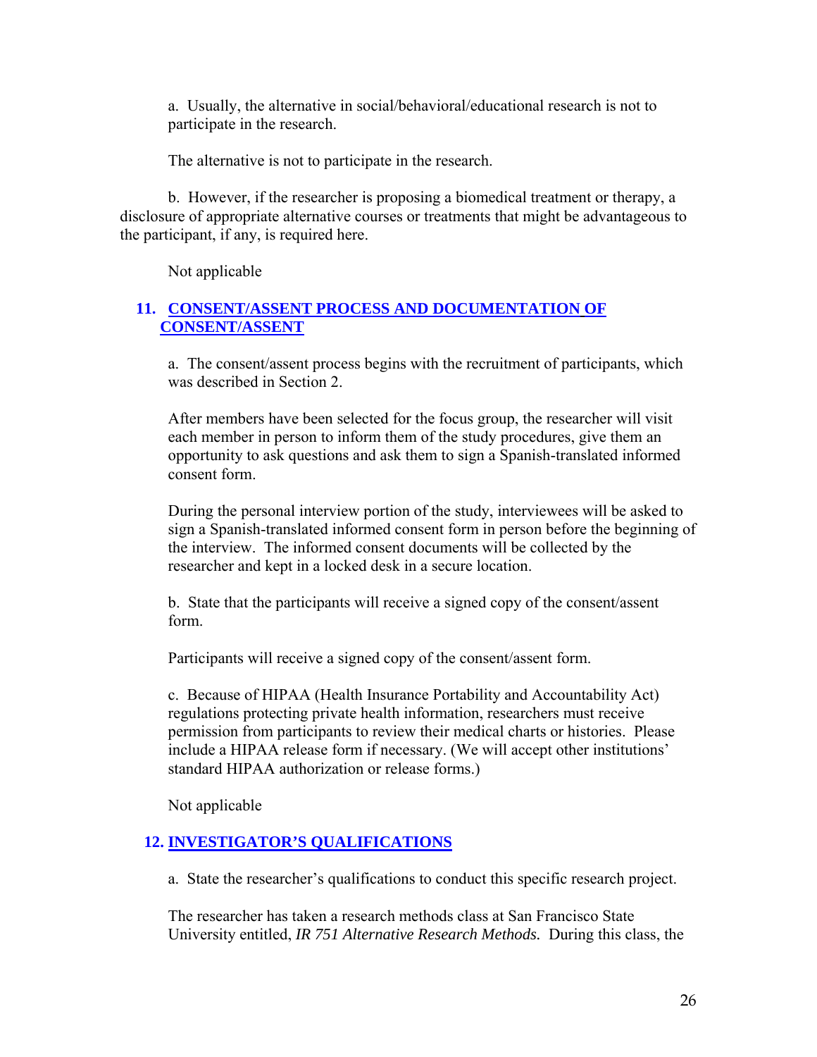a. Usually, the alternative in social/behavioral/educational research is not to participate in the research.

The alternative is not to participate in the research.

b. However, if the researcher is proposing a biomedical treatment or therapy, a disclosure of appropriate alternative courses or treatments that might be advantageous to the participant, if any, is required here.

Not applicable

## 11. CONSENT/ASSENT PROCESS AND DOCUMENTATION OF CONSENT/ASSENT

a. The consent/assent process begins with the recruitment of participants, which was described in Section 2.

After members have been selected for the focus group, the researcher will visit each member in person to inform them of the study procedures, give them an opportunity to ask questions and ask them to sign a Spanish-translated informed consent form.

During the personal interview portion of the study, interviewees will be asked to sign a Spanish-translated informed consent form in person before the beginning of the interview. The informed consent documents will be collected by the researcher and kept in a locked desk in a secure location.

b. State that the participants will receive a signed copy of the consent/assent form.

Participants will receive a signed copy of the consent/assent form.

c. Because of HIPAA (Health Insurance Portability and Accountability Act) regulations protecting private health information, researchers must receive permission from participants to review their medical charts or histories. Please include a HIPAA release form if necessary. (We will accept other institutions' standard HIPAA authorization or release forms.)

Not applicable

## 12. INVESTIGATOR'S QUALIFICATIONS

a. State the researcher's qualifications to conduct this specific research project.

The researcher has taken a research methods class at San Francisco State University entitled, *IR 751 Alternative Research Methods.* During this class, the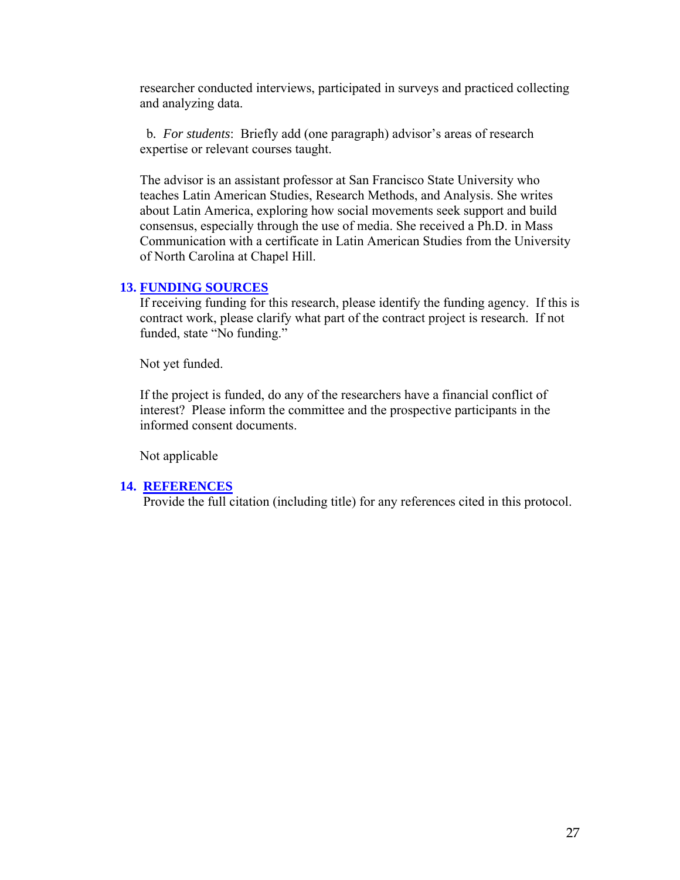researcher conducted interviews, participated in surveys and practiced collecting and analyzing data.

b. *For students*: Briefly add (one paragraph) advisor's areas of research expertise or relevant courses taught.

The advisor is an assistant professor at San Francisco State University who teaches Latin American Studies, Research Methods, and Analysis. She writes about Latin America, exploring how social movements seek support and build consensus, especially through the use of media. She received a Ph.D. in Mass Communication with a certificate in Latin American Studies from the University of North Carolina at Chapel Hill.

## 13. FUNDING SOURCES

If receiving funding for this research, please identify the funding agency. If this is contract work, please clarify what part of the contract project is research. If not funded, state "No funding."

Not yet funded.

If the project is funded, do any of the researchers have a financial conflict of interest? Please inform the committee and the prospective participants in the informed consent documents.

Not applicable

## 14. REFERENCES

Provide the full citation (including title) for any references cited in this protocol.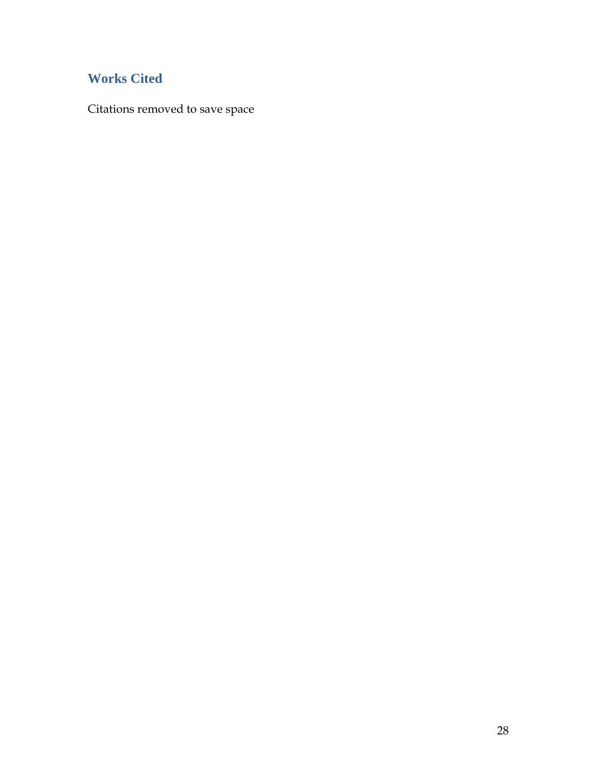## Works Cited

Citations removed to save space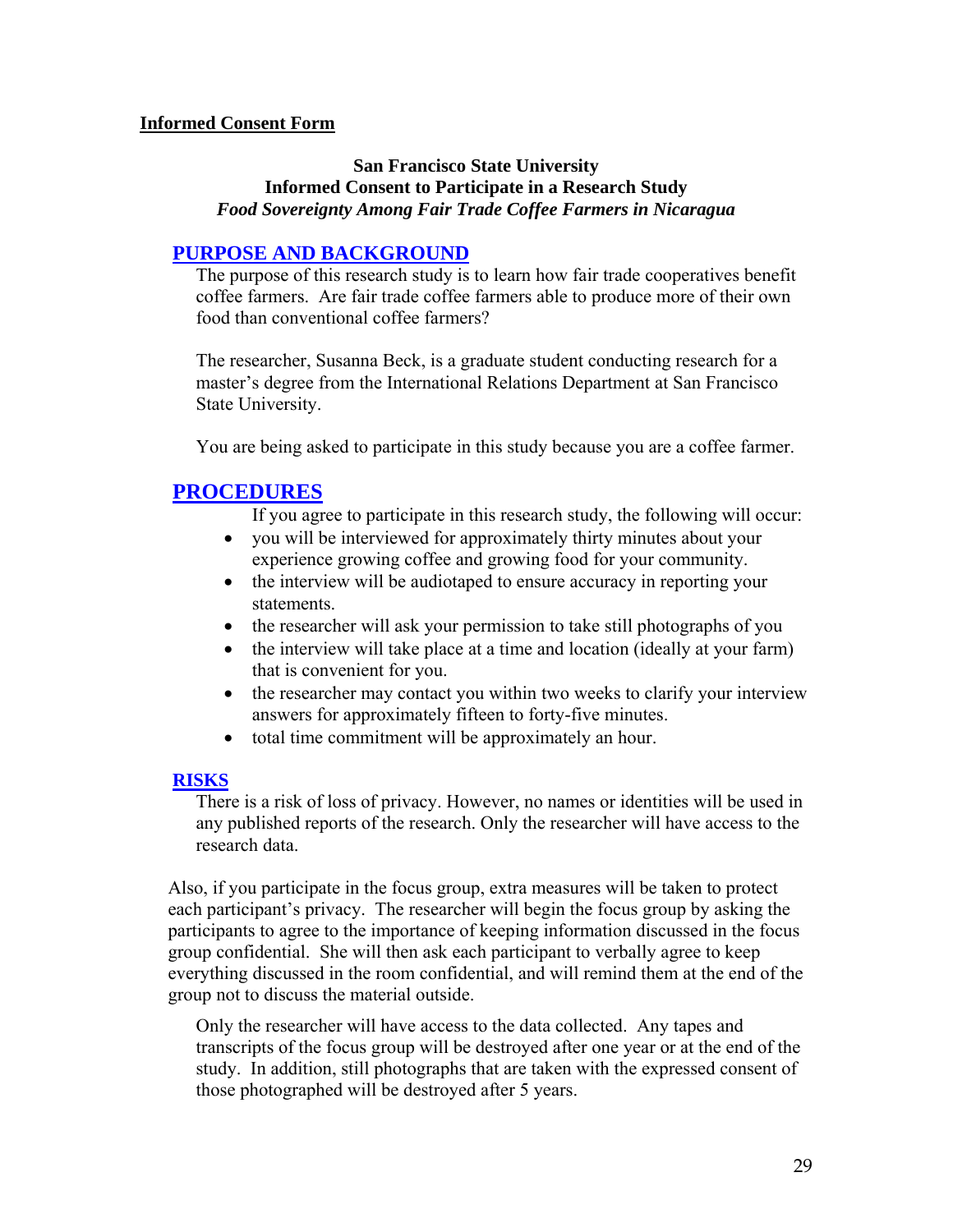**Informed Consent Form**

**San Francisco State University**
**Informed Consent to Participate in a Research Study**
***Food Sovereignty Among Fair Trade Coffee Farmers in Nicaragua***

## PURPOSE AND BACKGROUND

The purpose of this research study is to learn how fair trade cooperatives benefit coffee farmers. Are fair trade coffee farmers able to produce more of their own food than conventional coffee farmers?

The researcher, Susanna Beck, is a graduate student conducting research for a master's degree from the International Relations Department at San Francisco State University.

You are being asked to participate in this study because you are a coffee farmer.

## PROCEDURES

If you agree to participate in this research study, the following will occur:

- you will be interviewed for approximately thirty minutes about your experience growing coffee and growing food for your community.
- the interview will be audiotaped to ensure accuracy in reporting your statements.
- the researcher will ask your permission to take still photographs of you
- the interview will take place at a time and location (ideally at your farm) that is convenient for you.
- the researcher may contact you within two weeks to clarify your interview answers for approximately fifteen to forty-five minutes.
- total time commitment will be approximately an hour.

## RISKS

There is a risk of loss of privacy. However, no names or identities will be used in any published reports of the research. Only the researcher will have access to the research data.

Also, if you participate in the focus group, extra measures will be taken to protect each participant's privacy. The researcher will begin the focus group by asking the participants to agree to the importance of keeping information discussed in the focus group confidential. She will then ask each participant to verbally agree to keep everything discussed in the room confidential, and will remind them at the end of the group not to discuss the material outside.

Only the researcher will have access to the data collected. Any tapes and transcripts of the focus group will be destroyed after one year or at the end of the study. In addition, still photographs that are taken with the expressed consent of those photographed will be destroyed after 5 years.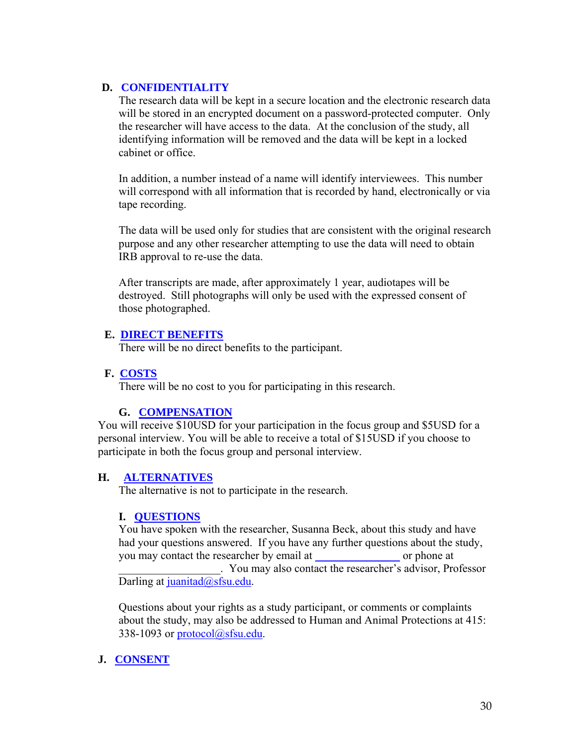**D. CONFIDENTIALITY**

The research data will be kept in a secure location and the electronic research data will be stored in an encrypted document on a password-protected computer. Only the researcher will have access to the data. At the conclusion of the study, all identifying information will be removed and the data will be kept in a locked cabinet or office.

In addition, a number instead of a name will identify interviewees. This number will correspond with all information that is recorded by hand, electronically or via tape recording.

The data will be used only for studies that are consistent with the original research purpose and any other researcher attempting to use the data will need to obtain IRB approval to re-use the data.

After transcripts are made, after approximately 1 year, audiotapes will be destroyed. Still photographs will only be used with the expressed consent of those photographed.

**E. DIRECT BENEFITS**

There will be no direct benefits to the participant.

**F. COSTS**

There will be no cost to you for participating in this research.

**G. COMPENSATION**

You will receive $10USD for your participation in the focus group and $5USD for a personal interview. You will be able to receive a total of $15USD if you choose to participate in both the focus group and personal interview.

**H. ALTERNATIVES**

The alternative is not to participate in the research.

**I. QUESTIONS**

You have spoken with the researcher, Susanna Beck, about this study and have had your questions answered. If you have any further questions about the study, you may contact the researcher by email at _______________ or phone at __________________. You may also contact the researcher's advisor, Professor Darling at juanitad@sfsu.edu.

Questions about your rights as a study participant, or comments or complaints about the study, may also be addressed to Human and Animal Protections at 415: 338-1093 or protocol@sfsu.edu.

**J. CONSENT**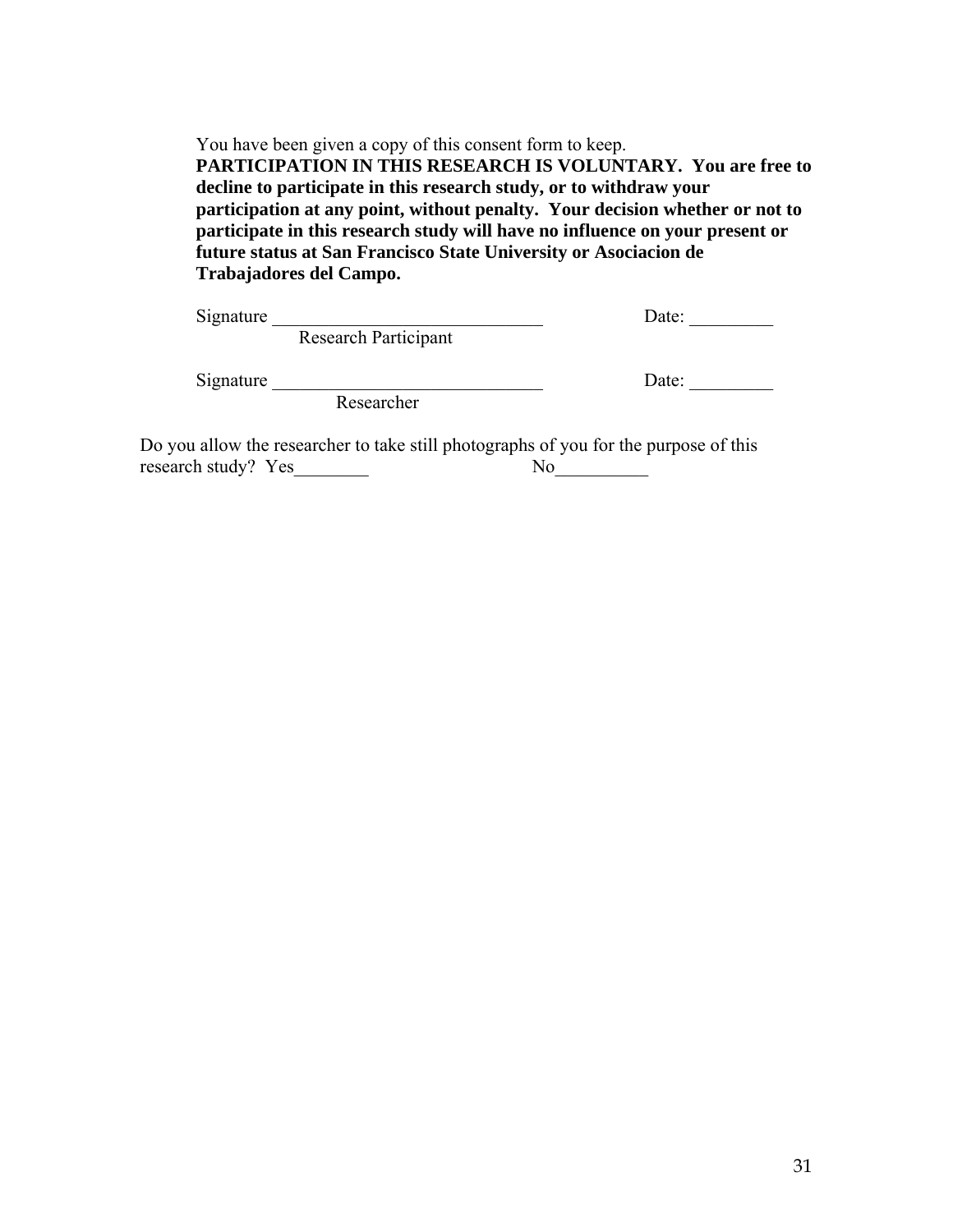You have been given a copy of this consent form to keep.
**PARTICIPATION IN THIS RESEARCH IS VOLUNTARY. You are free to decline to participate in this research study, or to withdraw your participation at any point, without penalty. Your decision whether or not to participate in this research study will have no influence on your present or future status at San Francisco State University or Asociacion de Trabajadores del Campo.**

Signature _____________________________ Date: _________
Research Participant

Signature _____________________________ Date: _________
Researcher

Do you allow the researcher to take still photographs of you for the purpose of this research study? Yes________ No__________